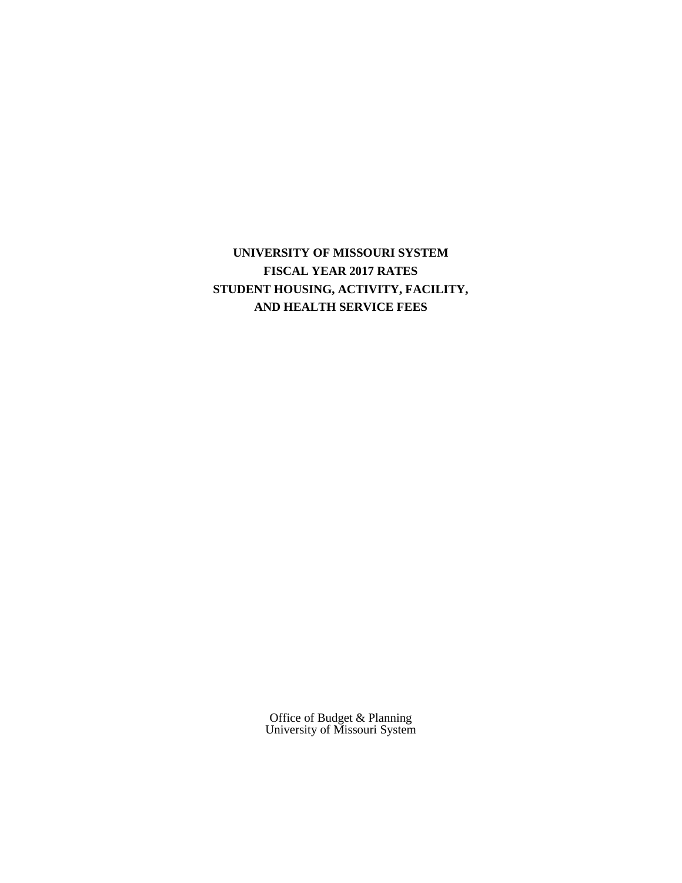# UNIVERSITY OF MISSOURI SYSTEM
# FISCAL YEAR 2017 RATES
# STUDENT HOUSING, ACTIVITY, FACILITY, AND HEALTH SERVICE FEES

Office of Budget & Planning
University of Missouri System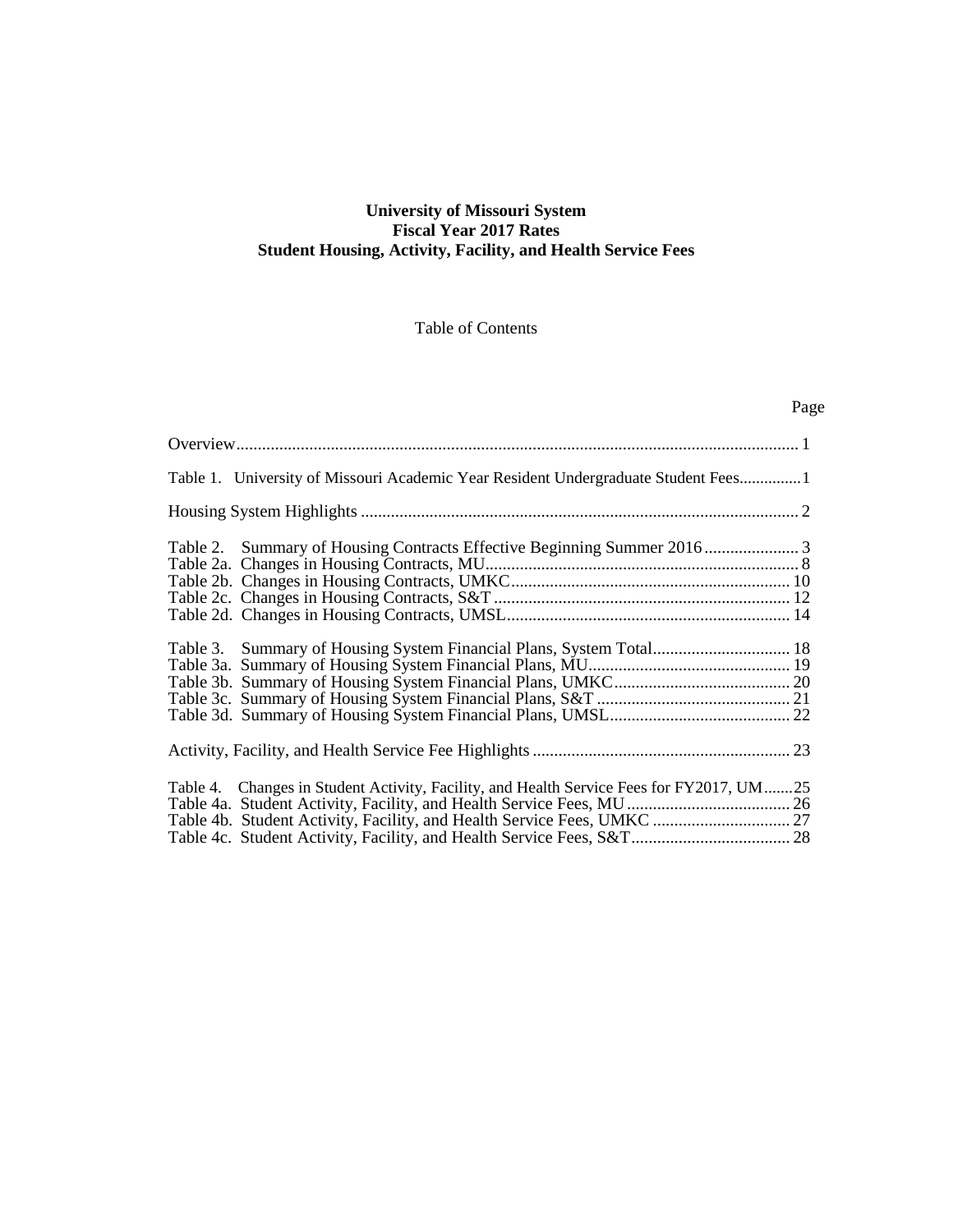**University of Missouri System**
**Fiscal Year 2017 Rates**
**Student Housing, Activity, Facility, and Health Service Fees**

Table of Contents

| | Page |
|---|---|
| Overview | 1 |
| Table 1. University of Missouri Academic Year Resident Undergraduate Student Fees | 1 |
| Housing System Highlights | 2 |
| Table 2. Summary of Housing Contracts Effective Beginning Summer 2016 | 3 |
| Table 2a. Changes in Housing Contracts, MU | 8 |
| Table 2b. Changes in Housing Contracts, UMKC | 10 |
| Table 2c. Changes in Housing Contracts, S&T | 12 |
| Table 2d. Changes in Housing Contracts, UMSL | 14 |
| Table 3. Summary of Housing System Financial Plans, System Total | 18 |
| Table 3a. Summary of Housing System Financial Plans, MU | 19 |
| Table 3b. Summary of Housing System Financial Plans, UMKC | 20 |
| Table 3c. Summary of Housing System Financial Plans, S&T | 21 |
| Table 3d. Summary of Housing System Financial Plans, UMSL | 22 |
| Activity, Facility, and Health Service Fee Highlights | 23 |
| Table 4. Changes in Student Activity, Facility, and Health Service Fees for FY2017, UM | 25 |
| Table 4a. Student Activity, Facility, and Health Service Fees, MU | 26 |
| Table 4b. Student Activity, Facility, and Health Service Fees, UMKC | 27 |
| Table 4c. Student Activity, Facility, and Health Service Fees, S&T | 28 |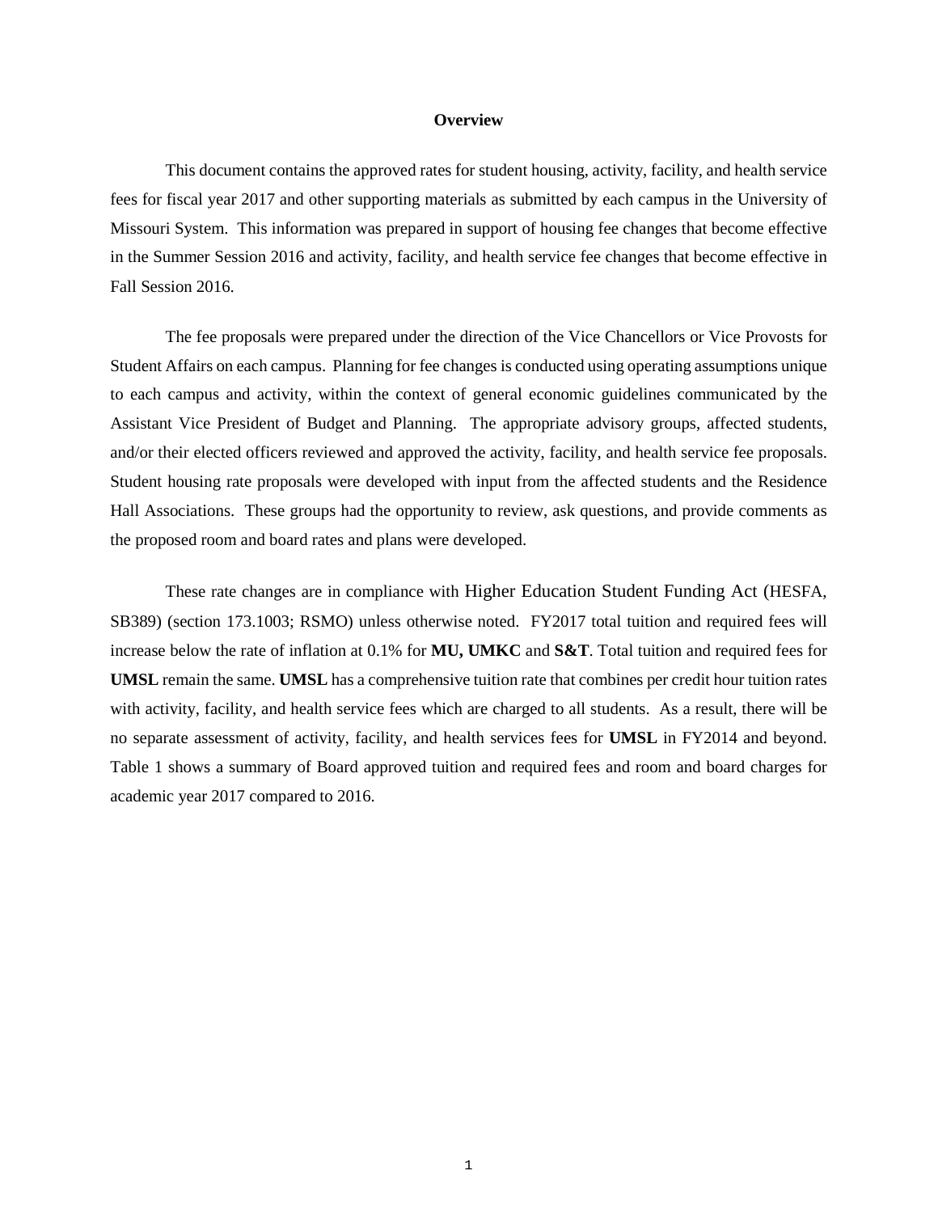# Overview

This document contains the approved rates for student housing, activity, facility, and health service fees for fiscal year 2017 and other supporting materials as submitted by each campus in the University of Missouri System. This information was prepared in support of housing fee changes that become effective in the Summer Session 2016 and activity, facility, and health service fee changes that become effective in Fall Session 2016.

The fee proposals were prepared under the direction of the Vice Chancellors or Vice Provosts for Student Affairs on each campus. Planning for fee changes is conducted using operating assumptions unique to each campus and activity, within the context of general economic guidelines communicated by the Assistant Vice President of Budget and Planning. The appropriate advisory groups, affected students, and/or their elected officers reviewed and approved the activity, facility, and health service fee proposals. Student housing rate proposals were developed with input from the affected students and the Residence Hall Associations. These groups had the opportunity to review, ask questions, and provide comments as the proposed room and board rates and plans were developed.

These rate changes are in compliance with Higher Education Student Funding Act (HESFA, SB389) (section 173.1003; RSMO) unless otherwise noted. FY2017 total tuition and required fees will increase below the rate of inflation at 0.1% for **MU, UMKC** and **S&T**. Total tuition and required fees for **UMSL** remain the same. **UMSL** has a comprehensive tuition rate that combines per credit hour tuition rates with activity, facility, and health service fees which are charged to all students. As a result, there will be no separate assessment of activity, facility, and health services fees for **UMSL** in FY2014 and beyond. Table 1 shows a summary of Board approved tuition and required fees and room and board charges for academic year 2017 compared to 2016.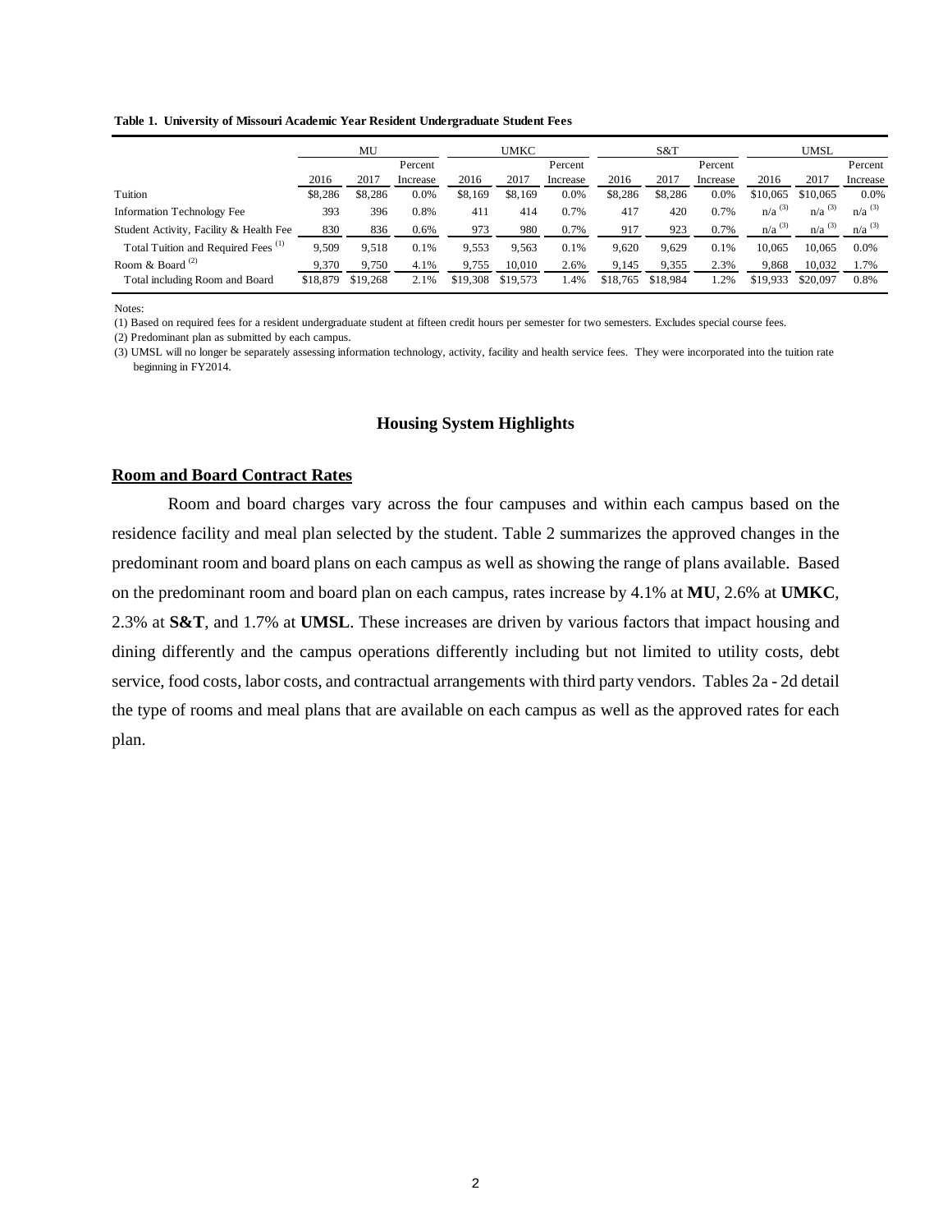**Table 1. University of Missouri Academic Year Resident Undergraduate Student Fees**

| | MU | | | UMKC | | | S&T | | | UMSL | | |
|---|---|---|---|---|---|---|---|---|---|---|---|---|
| | 2016 | 2017 | Percent Increase | 2016 | 2017 | Percent Increase | 2016 | 2017 | Percent Increase | 2016 | 2017 | Percent Increase |
| Tuition | $8,286 | $8,286 | 0.0% | $8,169 | $8,169 | 0.0% | $8,286 | $8,286 | 0.0% | $10,065 | $10,065 | 0.0% |
| Information Technology Fee | 393 | 396 | 0.8% | 411 | 414 | 0.7% | 417 | 420 | 0.7% | n/a [3] | n/a [3] | n/a [3] |
| Student Activity, Facility & Health Fee | 830 | 836 | 0.6% | 973 | 980 | 0.7% | 917 | 923 | 0.7% | n/a [3] | n/a [3] | n/a [3] |
| Total Tuition and Required Fees [1] | 9,509 | 9,518 | 0.1% | 9,553 | 9,563 | 0.1% | 9,620 | 9,629 | 0.1% | 10,065 | 10,065 | 0.0% |
| Room & Board [2] | 9,370 | 9,750 | 4.1% | 9,755 | 10,010 | 2.6% | 9,145 | 9,355 | 2.3% | 9,868 | 10,032 | 1.7% |
| Total including Room and Board | $18,879 | $19,268 | 2.1% | $19,308 | $19,573 | 1.4% | $18,765 | $18,984 | 1.2% | $19,933 | $20,097 | 0.8% |

Notes:

(1) Based on required fees for a resident undergraduate student at fifteen credit hours per semester for two semesters. Excludes special course fees.

(2) Predominant plan as submitted by each campus.

(3) UMSL will no longer be separately assessing information technology, activity, facility and health service fees. They were incorporated into the tuition rate beginning in FY2014.

## Housing System Highlights

### Room and Board Contract Rates

Room and board charges vary across the four campuses and within each campus based on the residence facility and meal plan selected by the student. Table 2 summarizes the approved changes in the predominant room and board plans on each campus as well as showing the range of plans available. Based on the predominant room and board plan on each campus, rates increase by 4.1% at **MU**, 2.6% at **UMKC**, 2.3% at **S&T**, and 1.7% at **UMSL**. These increases are driven by various factors that impact housing and dining differently and the campus operations differently including but not limited to utility costs, debt service, food costs, labor costs, and contractual arrangements with third party vendors. Tables 2a - 2d detail the type of rooms and meal plans that are available on each campus as well as the approved rates for each plan.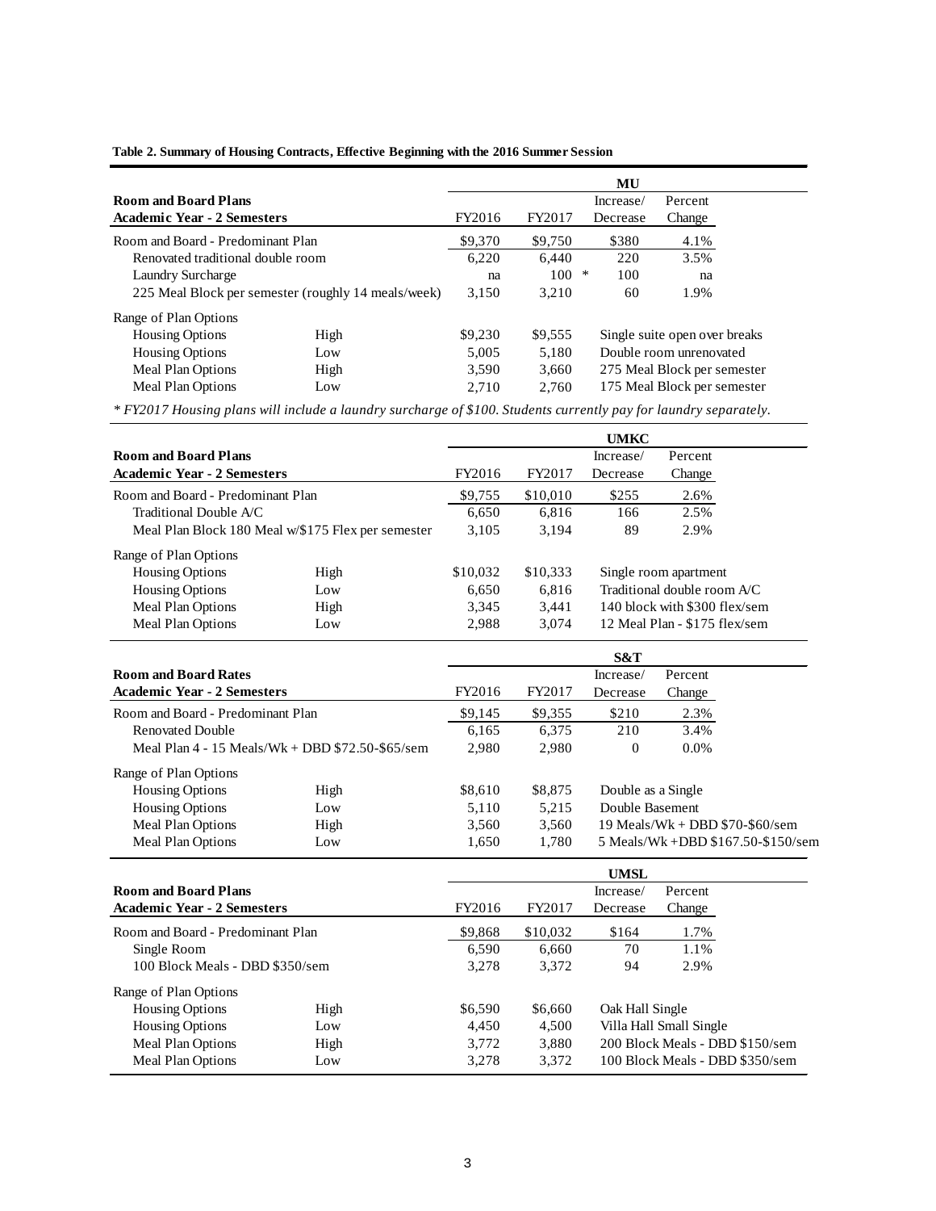**Table 2. Summary of Housing Contracts, Effective Beginning with the 2016 Summer Session**

| Room and Board Plans<br>Academic Year - 2 Semesters | | MU<br>FY2016 | <br>FY2017 | <br>Increase/<br>Decrease | <br>Percent<br>Change |
|---|---|---|---|---|---|
| Room and Board - Predominant Plan | | $9,370 | $9,750 | $380 | 4.1% |
| Renovated traditional double room | | 6,220 | 6,440 | 220 | 3.5% |
| Laundry Surcharge | | na | 100 * | 100 | na |
| 225 Meal Block per semester (roughly 14 meals/week) | | 3,150 | 3,210 | 60 | 1.9% |
| Range of Plan Options | | | | | |
| Housing Options | High | $9,230 | $9,555 | Single suite open over breaks | |
| Housing Options | Low | 5,005 | 5,180 | Double room unrenovated | |
| Meal Plan Options | High | 3,590 | 3,660 | 275 Meal Block per semester | |
| Meal Plan Options | Low | 2,710 | 2,760 | 175 Meal Block per semester | |

*\* FY2017 Housing plans will include a laundry surcharge of $100. Students currently pay for laundry separately.*

| Room and Board Plans<br>Academic Year - 2 Semesters | | UMKC<br>FY2016 | <br>FY2017 | <br>Increase/<br>Decrease | <br>Percent<br>Change |
|---|---|---|---|---|---|
| Room and Board - Predominant Plan | | $9,755 | $10,010 | $255 | 2.6% |
| Traditional Double A/C | | 6,650 | 6,816 | 166 | 2.5% |
| Meal Plan Block 180 Meal w/$175 Flex per semester | | 3,105 | 3,194 | 89 | 2.9% |
| Range of Plan Options | | | | | |
| Housing Options | High | $10,032 | $10,333 | Single room apartment | |
| Housing Options | Low | 6,650 | 6,816 | Traditional double room A/C | |
| Meal Plan Options | High | 3,345 | 3,441 | 140 block with $300 flex/sem | |
| Meal Plan Options | Low | 2,988 | 3,074 | 12 Meal Plan - $175 flex/sem | |

| Room and Board Rates<br>Academic Year - 2 Semesters | | S&T<br>FY2016 | <br>FY2017 | <br>Increase/<br>Decrease | <br>Percent<br>Change |
|---|---|---|---|---|---|
| Room and Board - Predominant Plan | | $9,145 | $9,355 | $210 | 2.3% |
| Renovated Double | | 6,165 | 6,375 | 210 | 3.4% |
| Meal Plan 4 - 15 Meals/Wk + DBD $72.50-$65/sem | | 2,980 | 2,980 | 0 | 0.0% |
| Range of Plan Options | | | | | |
| Housing Options | High | $8,610 | $8,875 | Double as a Single | |
| Housing Options | Low | 5,110 | 5,215 | Double Basement | |
| Meal Plan Options | High | 3,560 | 3,560 | 19 Meals/Wk + DBD $70-$60/sem | |
| Meal Plan Options | Low | 1,650 | 1,780 | 5 Meals/Wk +DBD $167.50-$150/sem | |

| Room and Board Plans<br>Academic Year - 2 Semesters | | UMSL<br>FY2016 | <br>FY2017 | <br>Increase/<br>Decrease | <br>Percent<br>Change |
|---|---|---|---|---|---|
| Room and Board - Predominant Plan | | $9,868 | $10,032 | $164 | 1.7% |
| Single Room | | 6,590 | 6,660 | 70 | 1.1% |
| 100 Block Meals - DBD $350/sem | | 3,278 | 3,372 | 94 | 2.9% |
| Range of Plan Options | | | | | |
| Housing Options | High | $6,590 | $6,660 | Oak Hall Single | |
| Housing Options | Low | 4,450 | 4,500 | Villa Hall Small Single | |
| Meal Plan Options | High | 3,772 | 3,880 | 200 Block Meals - DBD $150/sem | |
| Meal Plan Options | Low | 3,278 | 3,372 | 100 Block Meals - DBD $350/sem | |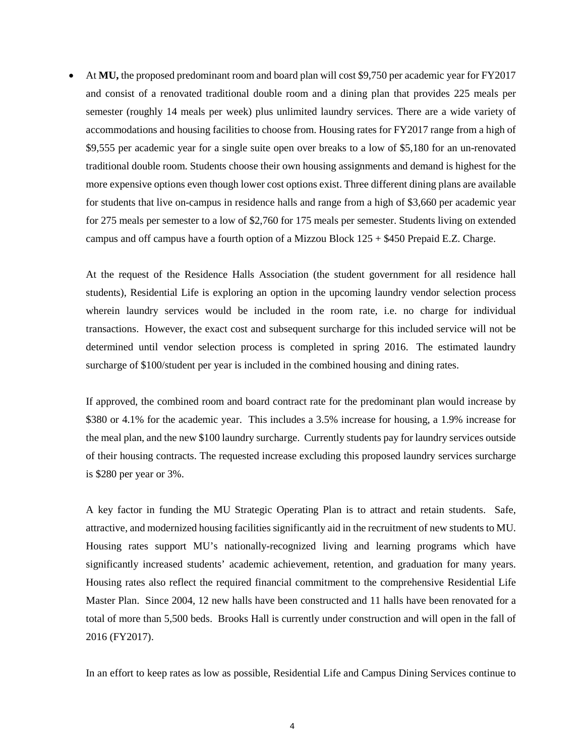- At **MU,** the proposed predominant room and board plan will cost $9,750 per academic year for FY2017 and consist of a renovated traditional double room and a dining plan that provides 225 meals per semester (roughly 14 meals per week) plus unlimited laundry services. There are a wide variety of accommodations and housing facilities to choose from. Housing rates for FY2017 range from a high of $9,555 per academic year for a single suite open over breaks to a low of $5,180 for an un-renovated traditional double room. Students choose their own housing assignments and demand is highest for the more expensive options even though lower cost options exist. Three different dining plans are available for students that live on-campus in residence halls and range from a high of $3,660 per academic year for 275 meals per semester to a low of $2,760 for 175 meals per semester. Students living on extended campus and off campus have a fourth option of a Mizzou Block 125 + $450 Prepaid E.Z. Charge.

  At the request of the Residence Halls Association (the student government for all residence hall students), Residential Life is exploring an option in the upcoming laundry vendor selection process wherein laundry services would be included in the room rate, i.e. no charge for individual transactions. However, the exact cost and subsequent surcharge for this included service will not be determined until vendor selection process is completed in spring 2016. The estimated laundry surcharge of $100/student per year is included in the combined housing and dining rates.

  If approved, the combined room and board contract rate for the predominant plan would increase by $380 or 4.1% for the academic year. This includes a 3.5% increase for housing, a 1.9% increase for the meal plan, and the new $100 laundry surcharge. Currently students pay for laundry services outside of their housing contracts. The requested increase excluding this proposed laundry services surcharge is $280 per year or 3%.

  A key factor in funding the MU Strategic Operating Plan is to attract and retain students. Safe, attractive, and modernized housing facilities significantly aid in the recruitment of new students to MU. Housing rates support MU's nationally-recognized living and learning programs which have significantly increased students' academic achievement, retention, and graduation for many years. Housing rates also reflect the required financial commitment to the comprehensive Residential Life Master Plan. Since 2004, 12 new halls have been constructed and 11 halls have been renovated for a total of more than 5,500 beds. Brooks Hall is currently under construction and will open in the fall of 2016 (FY2017).

  In an effort to keep rates as low as possible, Residential Life and Campus Dining Services continue to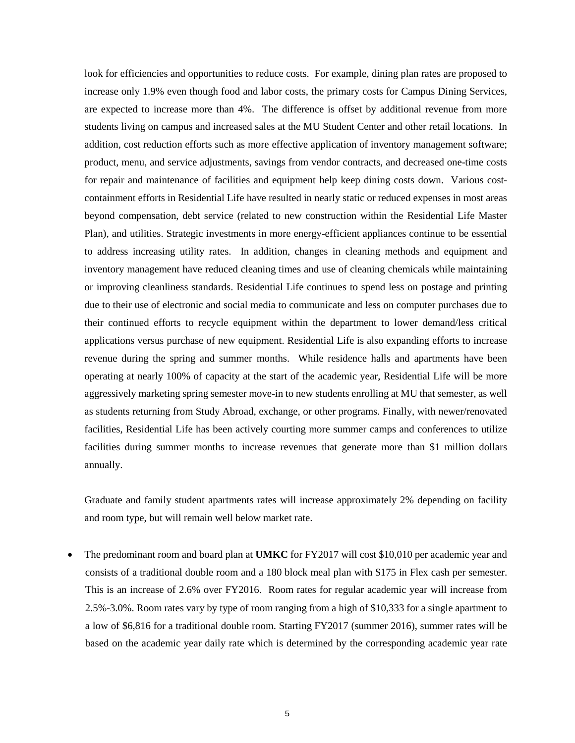look for efficiencies and opportunities to reduce costs. For example, dining plan rates are proposed to increase only 1.9% even though food and labor costs, the primary costs for Campus Dining Services, are expected to increase more than 4%. The difference is offset by additional revenue from more students living on campus and increased sales at the MU Student Center and other retail locations. In addition, cost reduction efforts such as more effective application of inventory management software; product, menu, and service adjustments, savings from vendor contracts, and decreased one-time costs for repair and maintenance of facilities and equipment help keep dining costs down. Various cost-containment efforts in Residential Life have resulted in nearly static or reduced expenses in most areas beyond compensation, debt service (related to new construction within the Residential Life Master Plan), and utilities. Strategic investments in more energy-efficient appliances continue to be essential to address increasing utility rates. In addition, changes in cleaning methods and equipment and inventory management have reduced cleaning times and use of cleaning chemicals while maintaining or improving cleanliness standards. Residential Life continues to spend less on postage and printing due to their use of electronic and social media to communicate and less on computer purchases due to their continued efforts to recycle equipment within the department to lower demand/less critical applications versus purchase of new equipment. Residential Life is also expanding efforts to increase revenue during the spring and summer months. While residence halls and apartments have been operating at nearly 100% of capacity at the start of the academic year, Residential Life will be more aggressively marketing spring semester move-in to new students enrolling at MU that semester, as well as students returning from Study Abroad, exchange, or other programs. Finally, with newer/renovated facilities, Residential Life has been actively courting more summer camps and conferences to utilize facilities during summer months to increase revenues that generate more than $1 million dollars annually.

Graduate and family student apartments rates will increase approximately 2% depending on facility and room type, but will remain well below market rate.

- The predominant room and board plan at **UMKC** for FY2017 will cost $10,010 per academic year and consists of a traditional double room and a 180 block meal plan with $175 in Flex cash per semester. This is an increase of 2.6% over FY2016. Room rates for regular academic year will increase from 2.5%-3.0%. Room rates vary by type of room ranging from a high of $10,333 for a single apartment to a low of $6,816 for a traditional double room. Starting FY2017 (summer 2016), summer rates will be based on the academic year daily rate which is determined by the corresponding academic year rate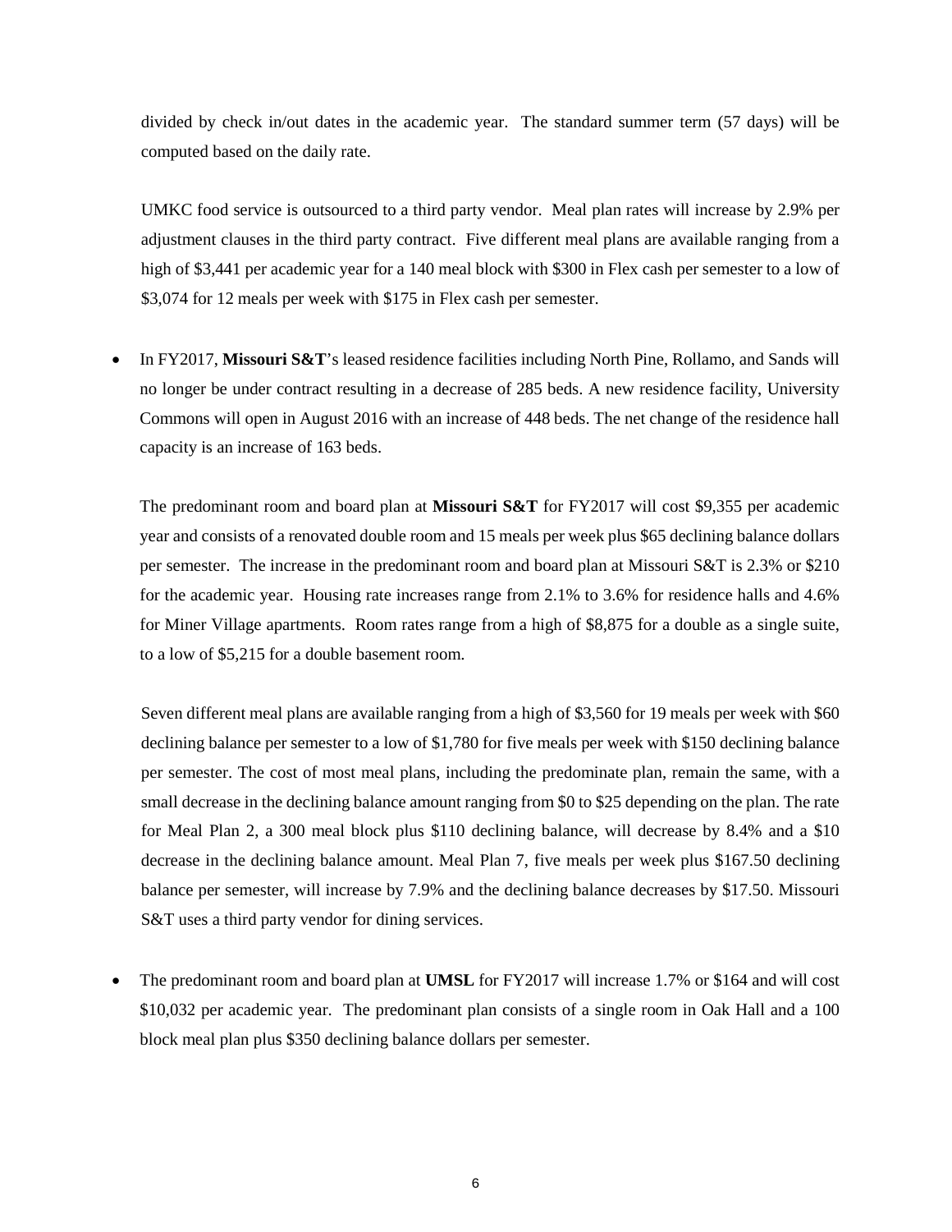divided by check in/out dates in the academic year. The standard summer term (57 days) will be computed based on the daily rate.

UMKC food service is outsourced to a third party vendor. Meal plan rates will increase by 2.9% per adjustment clauses in the third party contract. Five different meal plans are available ranging from a high of $3,441 per academic year for a 140 meal block with $300 in Flex cash per semester to a low of $3,074 for 12 meals per week with $175 in Flex cash per semester.

- In FY2017, **Missouri S&T**'s leased residence facilities including North Pine, Rollamo, and Sands will no longer be under contract resulting in a decrease of 285 beds. A new residence facility, University Commons will open in August 2016 with an increase of 448 beds. The net change of the residence hall capacity is an increase of 163 beds.

  The predominant room and board plan at **Missouri S&T** for FY2017 will cost $9,355 per academic year and consists of a renovated double room and 15 meals per week plus $65 declining balance dollars per semester. The increase in the predominant room and board plan at Missouri S&T is 2.3% or $210 for the academic year. Housing rate increases range from 2.1% to 3.6% for residence halls and 4.6% for Miner Village apartments. Room rates range from a high of $8,875 for a double as a single suite, to a low of $5,215 for a double basement room.

  Seven different meal plans are available ranging from a high of $3,560 for 19 meals per week with $60 declining balance per semester to a low of $1,780 for five meals per week with $150 declining balance per semester. The cost of most meal plans, including the predominate plan, remain the same, with a small decrease in the declining balance amount ranging from $0 to $25 depending on the plan. The rate for Meal Plan 2, a 300 meal block plus $110 declining balance, will decrease by 8.4% and a $10 decrease in the declining balance amount. Meal Plan 7, five meals per week plus $167.50 declining balance per semester, will increase by 7.9% and the declining balance decreases by $17.50. Missouri S&T uses a third party vendor for dining services.

- The predominant room and board plan at **UMSL** for FY2017 will increase 1.7% or $164 and will cost $10,032 per academic year. The predominant plan consists of a single room in Oak Hall and a 100 block meal plan plus $350 declining balance dollars per semester.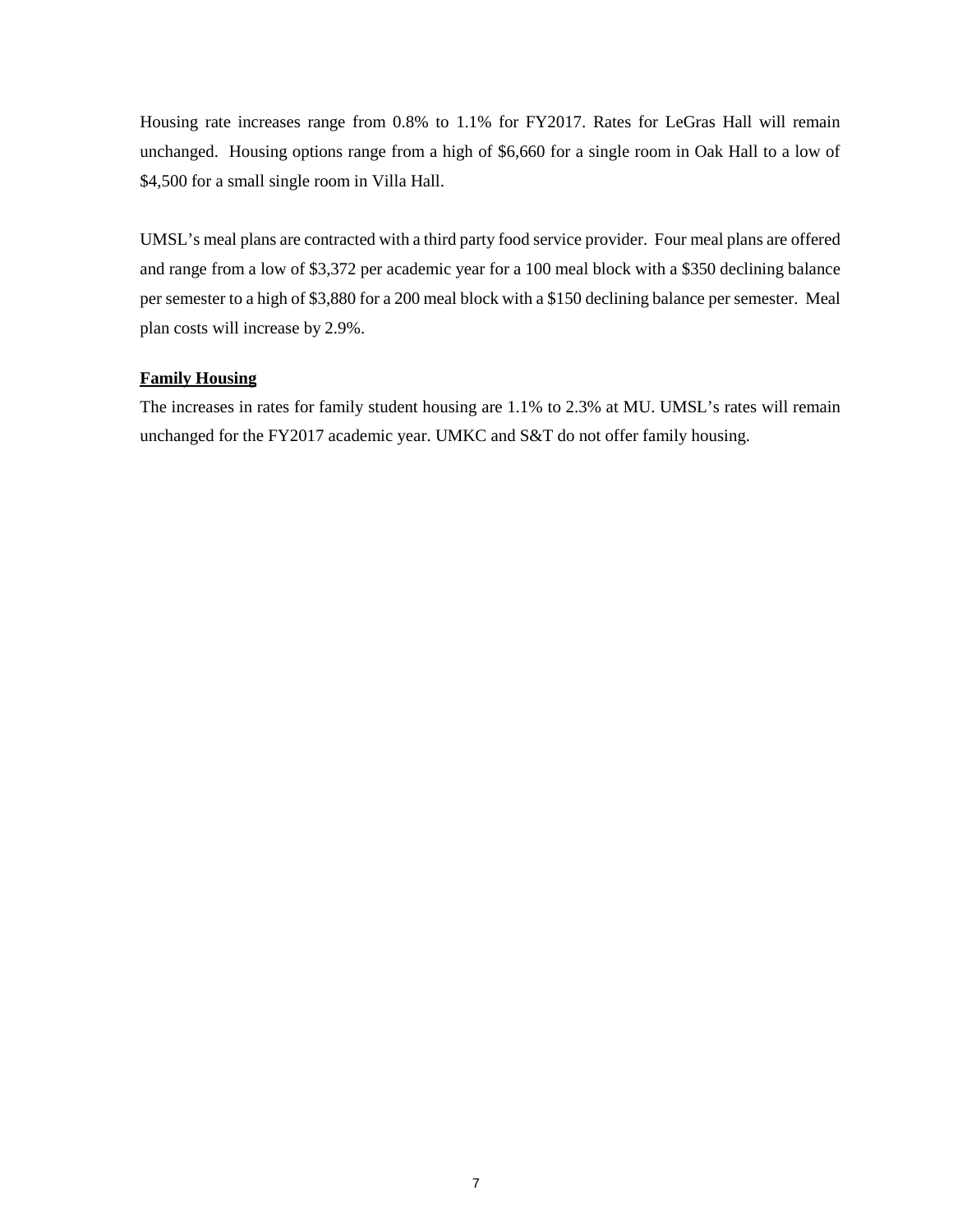Housing rate increases range from 0.8% to 1.1% for FY2017. Rates for LeGras Hall will remain unchanged. Housing options range from a high of $6,660 for a single room in Oak Hall to a low of $4,500 for a small single room in Villa Hall.

UMSL's meal plans are contracted with a third party food service provider. Four meal plans are offered and range from a low of $3,372 per academic year for a 100 meal block with a $350 declining balance per semester to a high of $3,880 for a 200 meal block with a $150 declining balance per semester. Meal plan costs will increase by 2.9%.

**Family Housing**

The increases in rates for family student housing are 1.1% to 2.3% at MU. UMSL's rates will remain unchanged for the FY2017 academic year. UMKC and S&T do not offer family housing.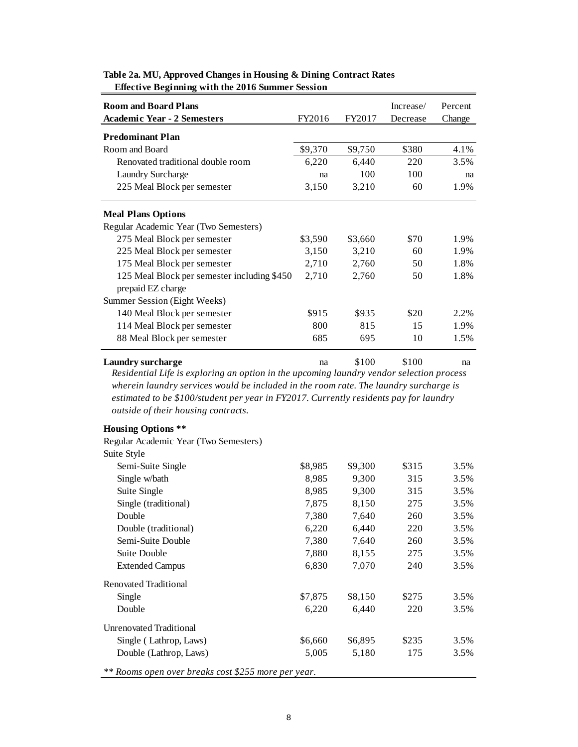**Table 2a. MU, Approved Changes in Housing & Dining Contract Rates**
**Effective Beginning with the 2016 Summer Session**

| Room and Board Plans<br>Academic Year - 2 Semesters | FY2016 | FY2017 | Increase/ Decrease | Percent Change |
|---|---|---|---|---|
| **Predominant Plan** | | | | |
| Room and Board | $9,370 | $9,750 | $380 | 4.1% |
| Renovated traditional double room | 6,220 | 6,440 | 220 | 3.5% |
| Laundry Surcharge | na | 100 | 100 | na |
| 225 Meal Block per semester | 3,150 | 3,210 | 60 | 1.9% |
| **Meal Plans Options** | | | | |
| Regular Academic Year (Two Semesters) | | | | |
| 275 Meal Block per semester | $3,590 | $3,660 | $70 | 1.9% |
| 225 Meal Block per semester | 3,150 | 3,210 | 60 | 1.9% |
| 175 Meal Block per semester | 2,710 | 2,760 | 50 | 1.8% |
| 125 Meal Block per semester including $450 prepaid EZ charge | 2,710 | 2,760 | 50 | 1.8% |
| Summer Session (Eight Weeks) | | | | |
| 140 Meal Block per semester | $915 | $935 | $20 | 2.2% |
| 114 Meal Block per semester | 800 | 815 | 15 | 1.9% |
| 88 Meal Block per semester | 685 | 695 | 10 | 1.5% |
| **Laundry surcharge** | na | $100 | $100 | na |

*Residential Life is exploring an option in the upcoming laundry vendor selection process wherein laundry services would be included in the room rate. The laundry surcharge is estimated to be $100/student per year in FY2017. Currently residents pay for laundry outside of their housing contracts.*

| Housing Options ** | FY2016 | FY2017 | Increase/ Decrease | Percent Change |
|---|---|---|---|---|
| Regular Academic Year (Two Semesters) | | | | |
| Suite Style | | | | |
| Semi-Suite Single | $8,985 | $9,300 | $315 | 3.5% |
| Single w/bath | 8,985 | 9,300 | 315 | 3.5% |
| Suite Single | 8,985 | 9,300 | 315 | 3.5% |
| Single (traditional) | 7,875 | 8,150 | 275 | 3.5% |
| Double | 7,380 | 7,640 | 260 | 3.5% |
| Double (traditional) | 6,220 | 6,440 | 220 | 3.5% |
| Semi-Suite Double | 7,380 | 7,640 | 260 | 3.5% |
| Suite Double | 7,880 | 8,155 | 275 | 3.5% |
| Extended Campus | 6,830 | 7,070 | 240 | 3.5% |
| Renovated Traditional | | | | |
| Single | $7,875 | $8,150 | $275 | 3.5% |
| Double | 6,220 | 6,440 | 220 | 3.5% |
| Unrenovated Traditional | | | | |
| Single ( Lathrop, Laws) | $6,660 | $6,895 | $235 | 3.5% |
| Double (Lathrop, Laws) | 5,005 | 5,180 | 175 | 3.5% |

*** Rooms open over breaks cost $255 more per year.*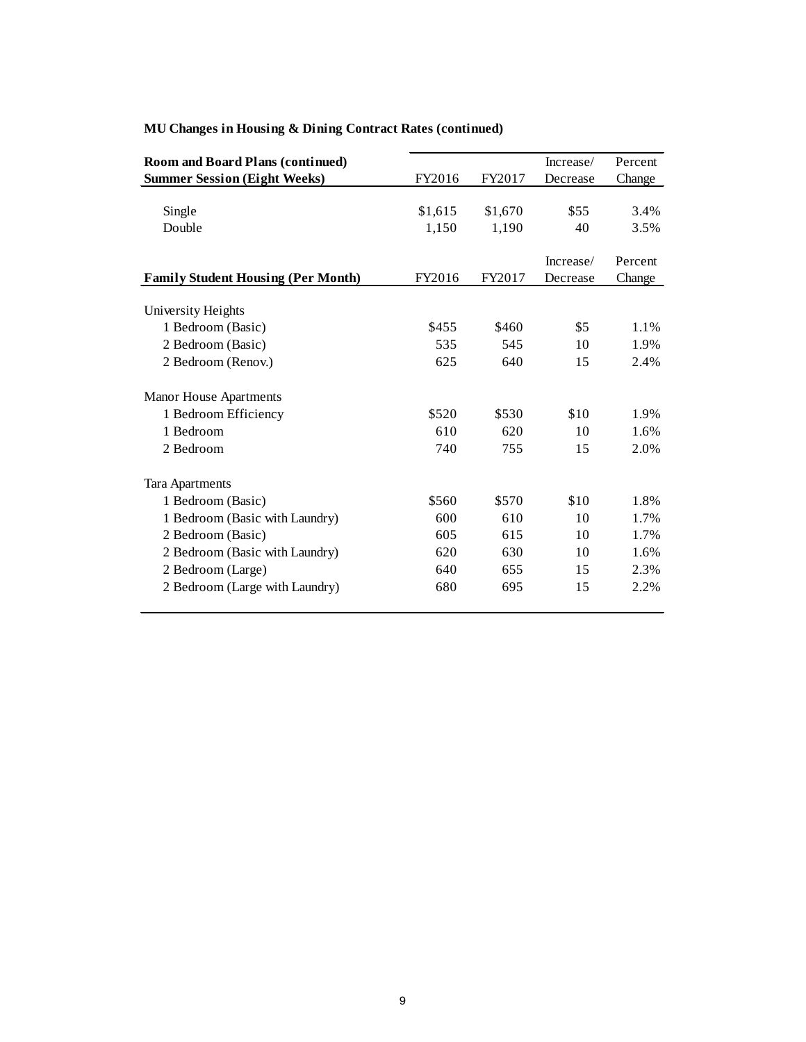**MU Changes in Housing & Dining Contract Rates (continued)**

| Room and Board Plans (continued)<br>Summer Session (Eight Weeks) | FY2016 | FY2017 | Increase/ Decrease | Percent Change |
|---|---|---|---|---|
| Single | $1,615 | $1,670 | $55 | 3.4% |
| Double | 1,150 | 1,190 | 40 | 3.5% |

| Family Student Housing (Per Month) | FY2016 | FY2017 | Increase/ Decrease | Percent Change |
|---|---|---|---|---|
| University Heights | | | | |
| 1 Bedroom (Basic) | $455 | $460 | $5 | 1.1% |
| 2 Bedroom (Basic) | 535 | 545 | 10 | 1.9% |
| 2 Bedroom (Renov.) | 625 | 640 | 15 | 2.4% |
| Manor House Apartments | | | | |
| 1 Bedroom Efficiency | $520 | $530 | $10 | 1.9% |
| 1 Bedroom | 610 | 620 | 10 | 1.6% |
| 2 Bedroom | 740 | 755 | 15 | 2.0% |
| Tara Apartments | | | | |
| 1 Bedroom (Basic) | $560 | $570 | $10 | 1.8% |
| 1 Bedroom (Basic with Laundry) | 600 | 610 | 10 | 1.7% |
| 2 Bedroom (Basic) | 605 | 615 | 10 | 1.7% |
| 2 Bedroom (Basic with Laundry) | 620 | 630 | 10 | 1.6% |
| 2 Bedroom (Large) | 640 | 655 | 15 | 2.3% |
| 2 Bedroom (Large with Laundry) | 680 | 695 | 15 | 2.2% |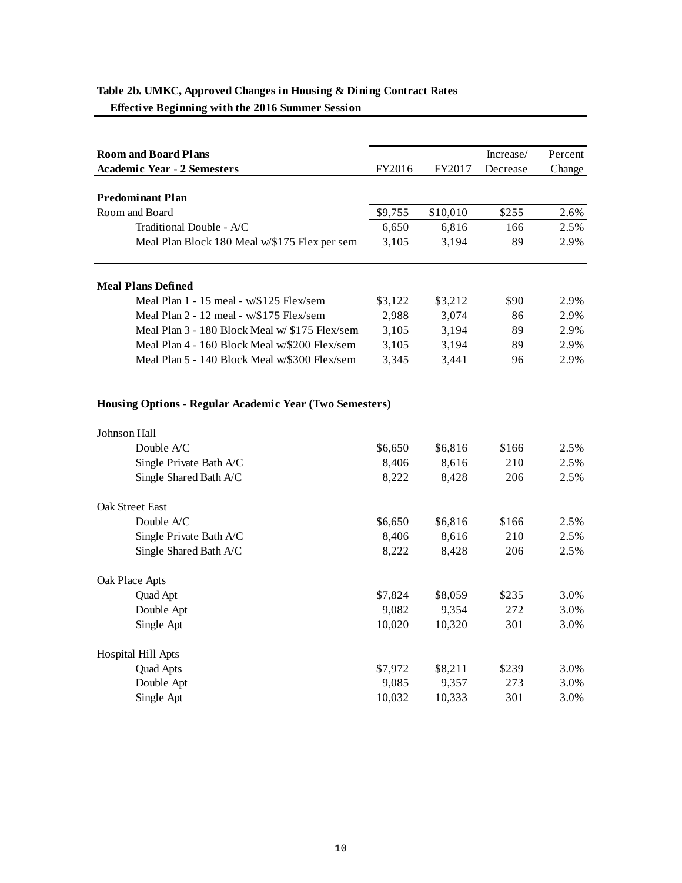**Table 2b. UMKC, Approved Changes in Housing & Dining Contract Rates**
**Effective Beginning with the 2016 Summer Session**

| **Room and Board Plans**<br>**Academic Year - 2 Semesters** | FY2016 | FY2017 | Increase/ Decrease | Percent Change |
|---|---|---|---|---|
| **Predominant Plan** | | | | |
| Room and Board | $9,755 | $10,010 | $255 | 2.6% |
| Traditional Double - A/C | 6,650 | 6,816 | 166 | 2.5% |
| Meal Plan Block 180 Meal w/$175 Flex per sem | 3,105 | 3,194 | 89 | 2.9% |
| **Meal Plans Defined** | | | | |
| Meal Plan 1 - 15 meal - w/$125 Flex/sem | $3,122 | $3,212 | $90 | 2.9% |
| Meal Plan 2 - 12 meal - w/$175 Flex/sem | 2,988 | 3,074 | 86 | 2.9% |
| Meal Plan 3 - 180 Block Meal w/ $175 Flex/sem | 3,105 | 3,194 | 89 | 2.9% |
| Meal Plan 4 - 160 Block Meal w/$200 Flex/sem | 3,105 | 3,194 | 89 | 2.9% |
| Meal Plan 5 - 140 Block Meal w/$300 Flex/sem | 3,345 | 3,441 | 96 | 2.9% |
| **Housing Options - Regular Academic Year (Two Semesters)** | | | | |
| Johnson Hall | | | | |
| Double A/C | $6,650 | $6,816 | $166 | 2.5% |
| Single Private Bath A/C | 8,406 | 8,616 | 210 | 2.5% |
| Single Shared Bath A/C | 8,222 | 8,428 | 206 | 2.5% |
| Oak Street East | | | | |
| Double A/C | $6,650 | $6,816 | $166 | 2.5% |
| Single Private Bath A/C | 8,406 | 8,616 | 210 | 2.5% |
| Single Shared Bath A/C | 8,222 | 8,428 | 206 | 2.5% |
| Oak Place Apts | | | | |
| Quad Apt | $7,824 | $8,059 | $235 | 3.0% |
| Double Apt | 9,082 | 9,354 | 272 | 3.0% |
| Single Apt | 10,020 | 10,320 | 301 | 3.0% |
| Hospital Hill Apts | | | | |
| Quad Apts | $7,972 | $8,211 | $239 | 3.0% |
| Double Apt | 9,085 | 9,357 | 273 | 3.0% |
| Single Apt | 10,032 | 10,333 | 301 | 3.0% |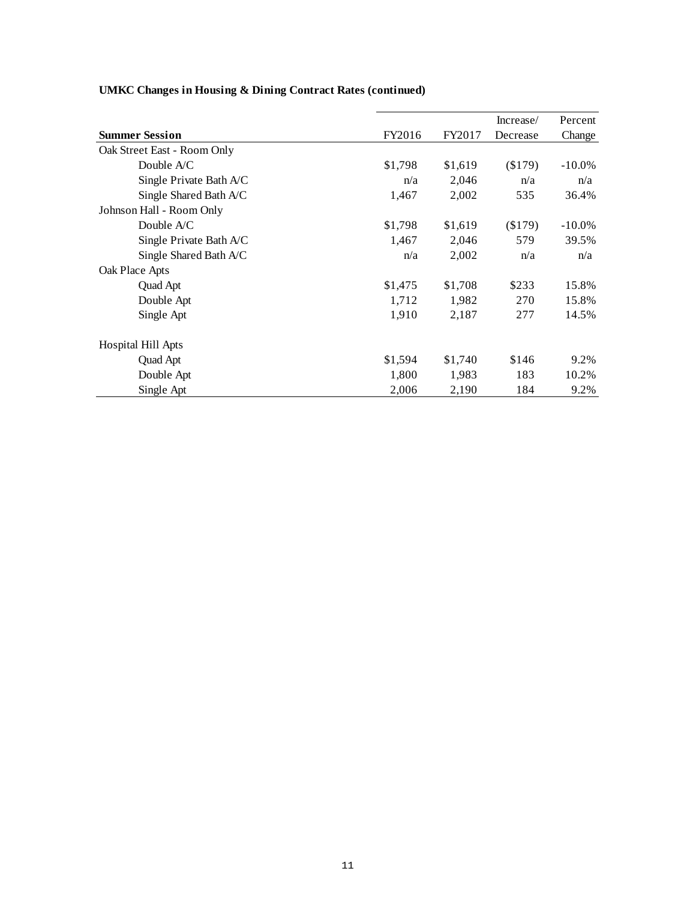**UMKC Changes in Housing & Dining Contract Rates (continued)**

| Summer Session | FY2016 | FY2017 | Increase/ Decrease | Percent Change |
|---|---|---|---|---|
| Oak Street East - Room Only | | | | |
| Double A/C | $1,798 | $1,619 | ($179) | -10.0% |
| Single Private Bath A/C | n/a | 2,046 | n/a | n/a |
| Single Shared Bath A/C | 1,467 | 2,002 | 535 | 36.4% |
| Johnson Hall - Room Only | | | | |
| Double A/C | $1,798 | $1,619 | ($179) | -10.0% |
| Single Private Bath A/C | 1,467 | 2,046 | 579 | 39.5% |
| Single Shared Bath A/C | n/a | 2,002 | n/a | n/a |
| Oak Place Apts | | | | |
| Quad Apt | $1,475 | $1,708 | $233 | 15.8% |
| Double Apt | 1,712 | 1,982 | 270 | 15.8% |
| Single Apt | 1,910 | 2,187 | 277 | 14.5% |
| Hospital Hill Apts | | | | |
| Quad Apt | $1,594 | $1,740 | $146 | 9.2% |
| Double Apt | 1,800 | 1,983 | 183 | 10.2% |
| Single Apt | 2,006 | 2,190 | 184 | 9.2% |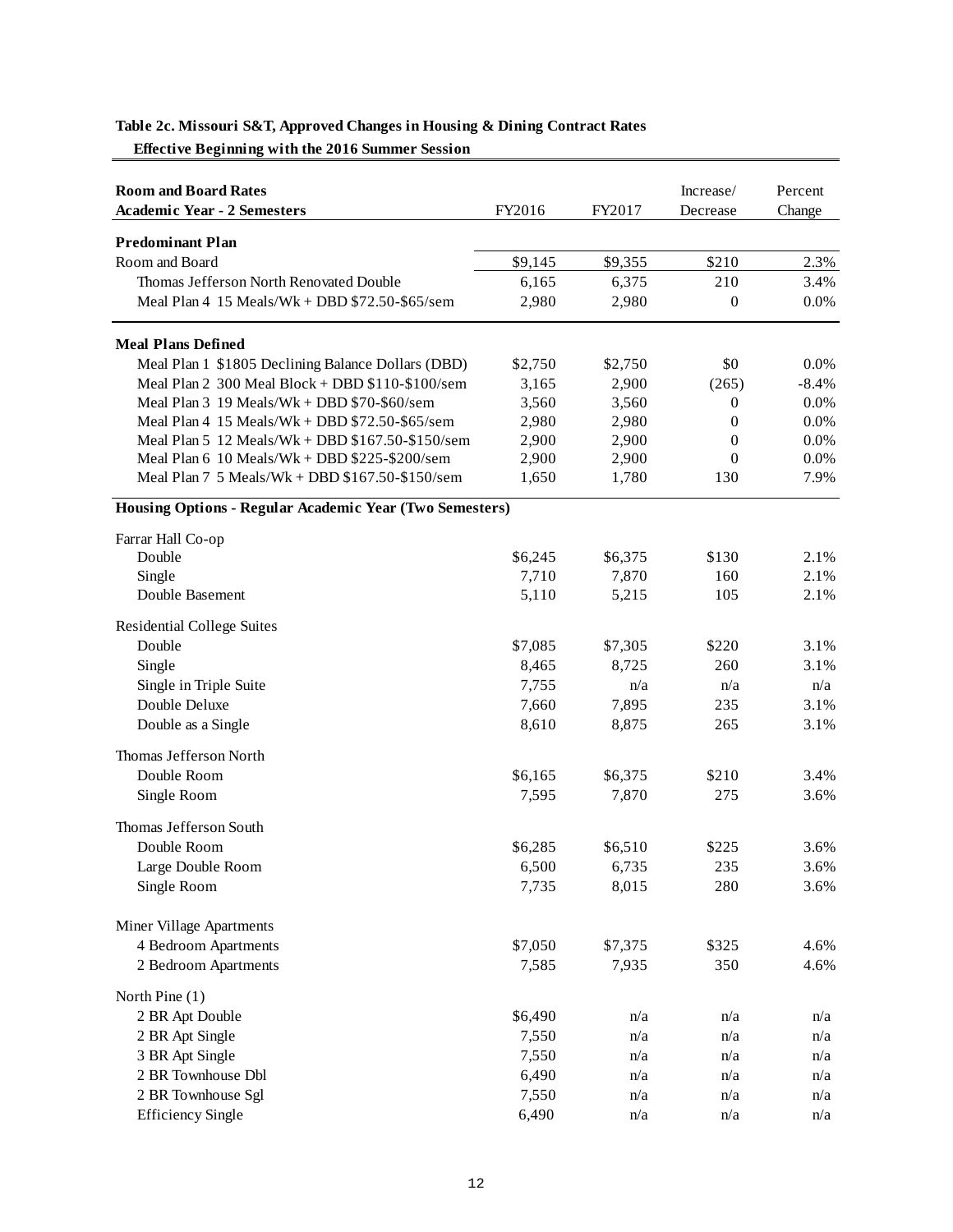**Table 2c. Missouri S&T, Approved Changes in Housing & Dining Contract Rates**
**Effective Beginning with the 2016 Summer Session**

| Room and Board Rates<br>Academic Year - 2 Semesters | FY2016 | FY2017 | Increase/ Decrease | Percent Change |
|---|---|---|---|---|
| **Predominant Plan** | | | | |
| Room and Board | $9,145 | $9,355 | $210 | 2.3% |
| Thomas Jefferson North Renovated Double | 6,165 | 6,375 | 210 | 3.4% |
| Meal Plan 4 15 Meals/Wk + DBD $72.50-$65/sem | 2,980 | 2,980 | 0 | 0.0% |
| **Meal Plans Defined** | | | | |
| Meal Plan 1 $1805 Declining Balance Dollars (DBD) | $2,750 | $2,750 | $0 | 0.0% |
| Meal Plan 2 300 Meal Block + DBD $110-$100/sem | 3,165 | 2,900 | (265) | -8.4% |
| Meal Plan 3 19 Meals/Wk + DBD $70-$60/sem | 3,560 | 3,560 | 0 | 0.0% |
| Meal Plan 4 15 Meals/Wk + DBD $72.50-$65/sem | 2,980 | 2,980 | 0 | 0.0% |
| Meal Plan 5 12 Meals/Wk + DBD $167.50-$150/sem | 2,900 | 2,900 | 0 | 0.0% |
| Meal Plan 6 10 Meals/Wk + DBD $225-$200/sem | 2,900 | 2,900 | 0 | 0.0% |
| Meal Plan 7 5 Meals/Wk + DBD $167.50-$150/sem | 1,650 | 1,780 | 130 | 7.9% |
| **Housing Options - Regular Academic Year (Two Semesters)** | | | | |
| Farrar Hall Co-op | | | | |
| Double | $6,245 | $6,375 | $130 | 2.1% |
| Single | 7,710 | 7,870 | 160 | 2.1% |
| Double Basement | 5,110 | 5,215 | 105 | 2.1% |
| Residential College Suites | | | | |
| Double | $7,085 | $7,305 | $220 | 3.1% |
| Single | 8,465 | 8,725 | 260 | 3.1% |
| Single in Triple Suite | 7,755 | n/a | n/a | n/a |
| Double Deluxe | 7,660 | 7,895 | 235 | 3.1% |
| Double as a Single | 8,610 | 8,875 | 265 | 3.1% |
| Thomas Jefferson North | | | | |
| Double Room | $6,165 | $6,375 | $210 | 3.4% |
| Single Room | 7,595 | 7,870 | 275 | 3.6% |
| Thomas Jefferson South | | | | |
| Double Room | $6,285 | $6,510 | $225 | 3.6% |
| Large Double Room | 6,500 | 6,735 | 235 | 3.6% |
| Single Room | 7,735 | 8,015 | 280 | 3.6% |
| Miner Village Apartments | | | | |
| 4 Bedroom Apartments | $7,050 | $7,375 | $325 | 4.6% |
| 2 Bedroom Apartments | 7,585 | 7,935 | 350 | 4.6% |
| North Pine (1) | | | | |
| 2 BR Apt Double | $6,490 | n/a | n/a | n/a |
| 2 BR Apt Single | 7,550 | n/a | n/a | n/a |
| 3 BR Apt Single | 7,550 | n/a | n/a | n/a |
| 2 BR Townhouse Dbl | 6,490 | n/a | n/a | n/a |
| 2 BR Townhouse Sgl | 7,550 | n/a | n/a | n/a |
| Efficiency Single | 6,490 | n/a | n/a | n/a |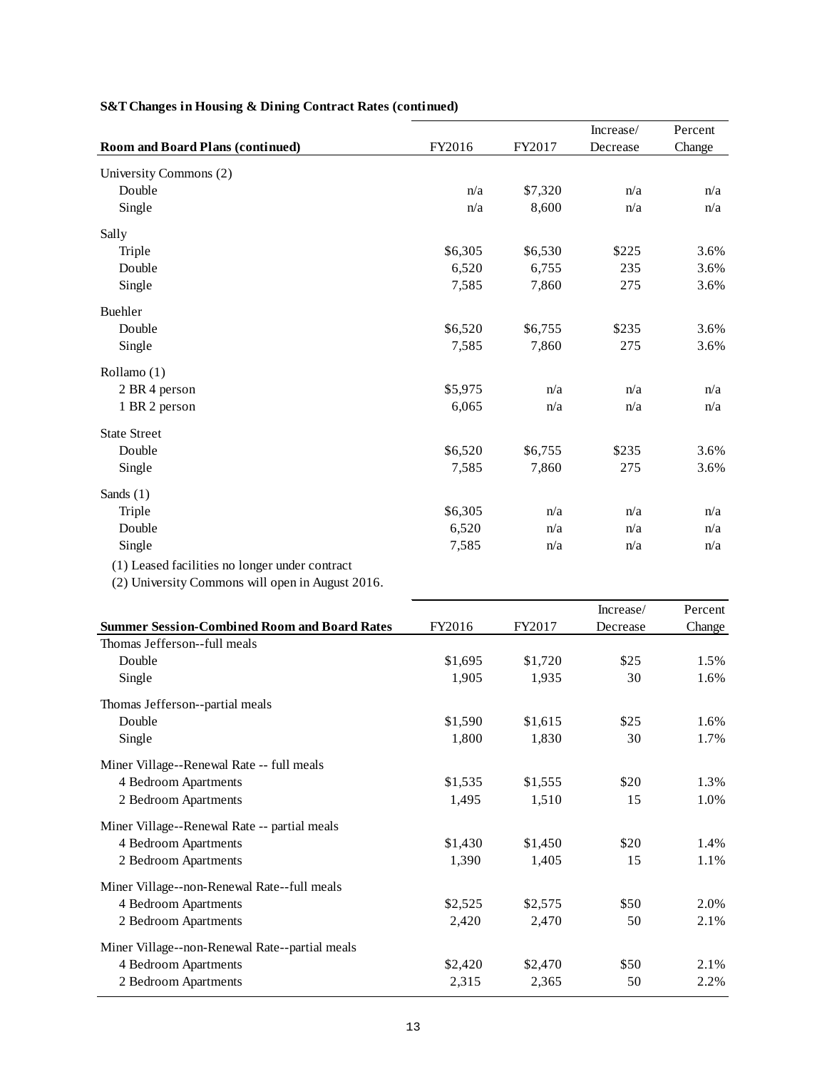**S&T Changes in Housing & Dining Contract Rates (continued)**

| Room and Board Plans (continued) | FY2016 | FY2017 | Increase/ Decrease | Percent Change |
|---|---|---|---|---|
| University Commons (2) | | | | |
| Double | n/a | $7,320 | n/a | n/a |
| Single | n/a | 8,600 | n/a | n/a |
| Sally | | | | |
| Triple | $6,305 | $6,530 | $225 | 3.6% |
| Double | 6,520 | 6,755 | 235 | 3.6% |
| Single | 7,585 | 7,860 | 275 | 3.6% |
| Buehler | | | | |
| Double | $6,520 | $6,755 | $235 | 3.6% |
| Single | 7,585 | 7,860 | 275 | 3.6% |
| Rollamo (1) | | | | |
| 2 BR 4 person | $5,975 | n/a | n/a | n/a |
| 1 BR 2 person | 6,065 | n/a | n/a | n/a |
| State Street | | | | |
| Double | $6,520 | $6,755 | $235 | 3.6% |
| Single | 7,585 | 7,860 | 275 | 3.6% |
| Sands (1) | | | | |
| Triple | $6,305 | n/a | n/a | n/a |
| Double | 6,520 | n/a | n/a | n/a |
| Single | 7,585 | n/a | n/a | n/a |

(1) Leased facilities no longer under contract

(2) University Commons will open in August 2016.

| Summer Session-Combined Room and Board Rates | FY2016 | FY2017 | Increase/ Decrease | Percent Change |
|---|---|---|---|---|
| Thomas Jefferson--full meals | | | | |
| Double | $1,695 | $1,720 | $25 | 1.5% |
| Single | 1,905 | 1,935 | 30 | 1.6% |
| Thomas Jefferson--partial meals | | | | |
| Double | $1,590 | $1,615 | $25 | 1.6% |
| Single | 1,800 | 1,830 | 30 | 1.7% |
| Miner Village--Renewal Rate -- full meals | | | | |
| 4 Bedroom Apartments | $1,535 | $1,555 | $20 | 1.3% |
| 2 Bedroom Apartments | 1,495 | 1,510 | 15 | 1.0% |
| Miner Village--Renewal Rate -- partial meals | | | | |
| 4 Bedroom Apartments | $1,430 | $1,450 | $20 | 1.4% |
| 2 Bedroom Apartments | 1,390 | 1,405 | 15 | 1.1% |
| Miner Village--non-Renewal Rate--full meals | | | | |
| 4 Bedroom Apartments | $2,525 | $2,575 | $50 | 2.0% |
| 2 Bedroom Apartments | 2,420 | 2,470 | 50 | 2.1% |
| Miner Village--non-Renewal Rate--partial meals | | | | |
| 4 Bedroom Apartments | $2,420 | $2,470 | $50 | 2.1% |
| 2 Bedroom Apartments | 2,315 | 2,365 | 50 | 2.2% |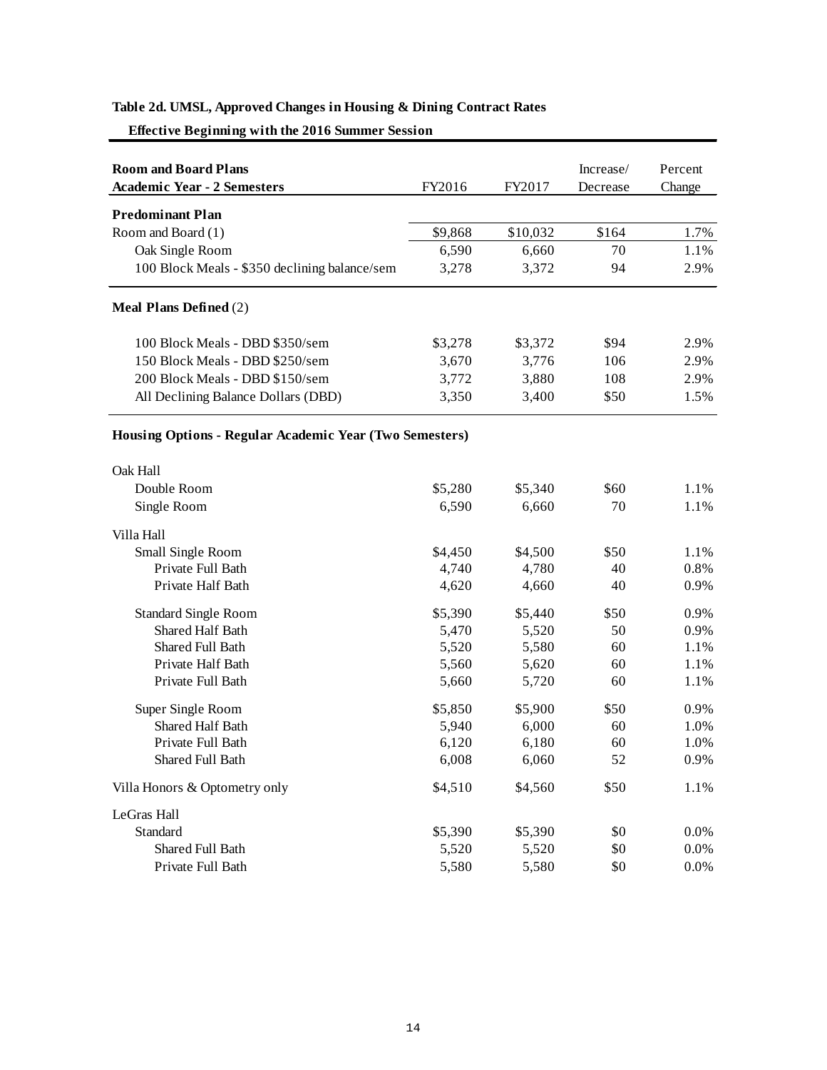**Table 2d. UMSL, Approved Changes in Housing & Dining Contract Rates**

**Effective Beginning with the 2016 Summer Session**

| Room and Board Plans<br>Academic Year - 2 Semesters | FY2016 | FY2017 | Increase/<br>Decrease | Percent<br>Change |
|---|---|---|---|---|
| **Predominant Plan** | | | | |
| Room and Board (1) | $9,868 | $10,032 | $164 | 1.7% |
| Oak Single Room | 6,590 | 6,660 | 70 | 1.1% |
| 100 Block Meals - $350 declining balance/sem | 3,278 | 3,372 | 94 | 2.9% |
| **Meal Plans Defined** (2) | | | | |
| 100 Block Meals - DBD $350/sem | $3,278 | $3,372 | $94 | 2.9% |
| 150 Block Meals - DBD $250/sem | 3,670 | 3,776 | 106 | 2.9% |
| 200 Block Meals - DBD $150/sem | 3,772 | 3,880 | 108 | 2.9% |
| All Declining Balance Dollars (DBD) | 3,350 | 3,400 | $50 | 1.5% |
| **Housing Options - Regular Academic Year (Two Semesters)** | | | | |
| Oak Hall | | | | |
| Double Room | $5,280 | $5,340 | $60 | 1.1% |
| Single Room | 6,590 | 6,660 | 70 | 1.1% |
| Villa Hall | | | | |
| Small Single Room | $4,450 | $4,500 | $50 | 1.1% |
| Private Full Bath | 4,740 | 4,780 | 40 | 0.8% |
| Private Half Bath | 4,620 | 4,660 | 40 | 0.9% |
| Standard Single Room | $5,390 | $5,440 | $50 | 0.9% |
| Shared Half Bath | 5,470 | 5,520 | 50 | 0.9% |
| Shared Full Bath | 5,520 | 5,580 | 60 | 1.1% |
| Private Half Bath | 5,560 | 5,620 | 60 | 1.1% |
| Private Full Bath | 5,660 | 5,720 | 60 | 1.1% |
| Super Single Room | $5,850 | $5,900 | $50 | 0.9% |
| Shared Half Bath | 5,940 | 6,000 | 60 | 1.0% |
| Private Full Bath | 6,120 | 6,180 | 60 | 1.0% |
| Shared Full Bath | 6,008 | 6,060 | 52 | 0.9% |
| Villa Honors & Optometry only | $4,510 | $4,560 | $50 | 1.1% |
| LeGras Hall | | | | |
| Standard | $5,390 | $5,390 | $0 | 0.0% |
| Shared Full Bath | 5,520 | 5,520 | $0 | 0.0% |
| Private Full Bath | 5,580 | 5,580 | $0 | 0.0% |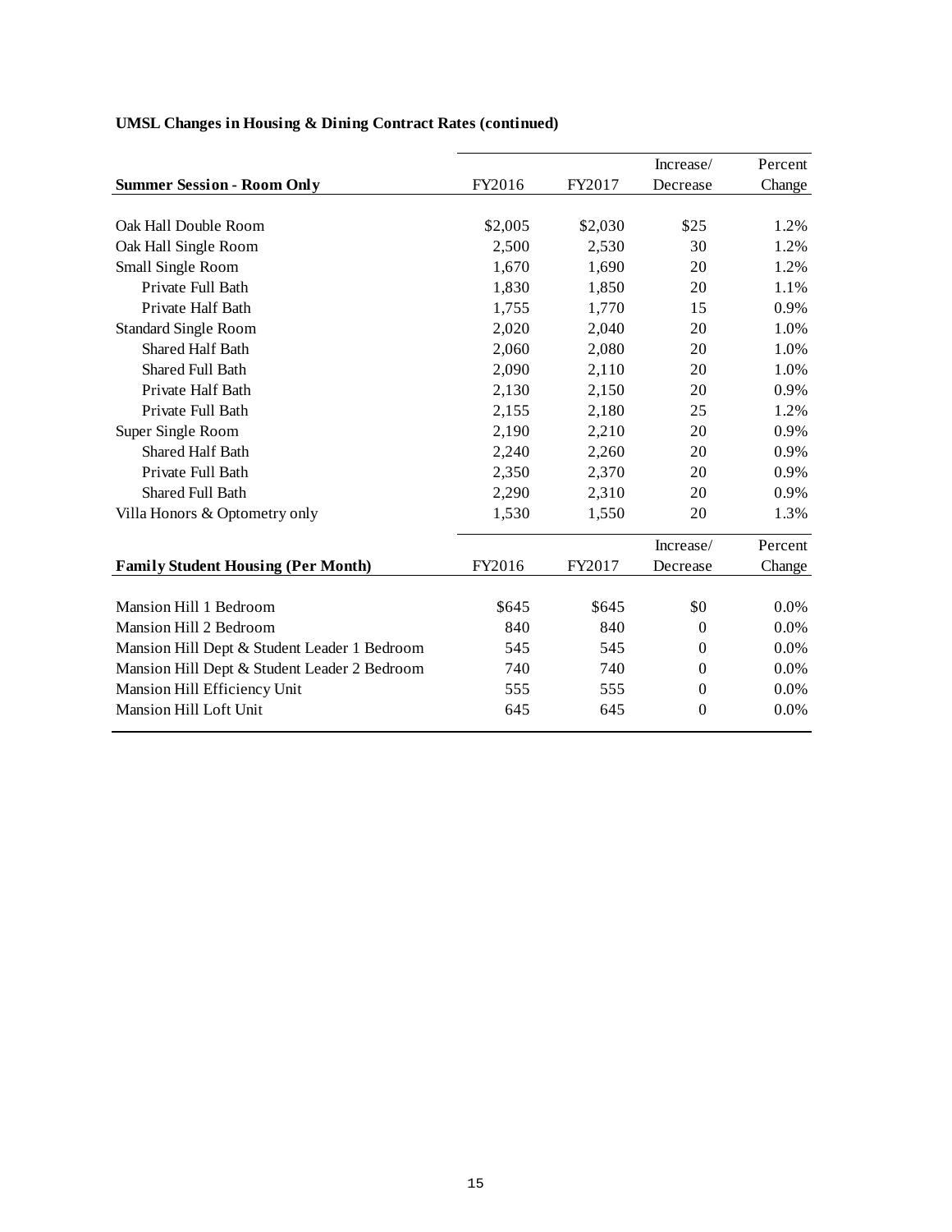**UMSL Changes in Housing & Dining Contract Rates (continued)**

| Summer Session - Room Only | FY2016 | FY2017 | Increase/ Decrease | Percent Change |
|---|---|---|---|---|
| Oak Hall Double Room | $2,005 | $2,030 | $25 | 1.2% |
| Oak Hall Single Room | 2,500 | 2,530 | 30 | 1.2% |
| Small Single Room | 1,670 | 1,690 | 20 | 1.2% |
| Private Full Bath | 1,830 | 1,850 | 20 | 1.1% |
| Private Half Bath | 1,755 | 1,770 | 15 | 0.9% |
| Standard Single Room | 2,020 | 2,040 | 20 | 1.0% |
| Shared Half Bath | 2,060 | 2,080 | 20 | 1.0% |
| Shared Full Bath | 2,090 | 2,110 | 20 | 1.0% |
| Private Half Bath | 2,130 | 2,150 | 20 | 0.9% |
| Private Full Bath | 2,155 | 2,180 | 25 | 1.2% |
| Super Single Room | 2,190 | 2,210 | 20 | 0.9% |
| Shared Half Bath | 2,240 | 2,260 | 20 | 0.9% |
| Private Full Bath | 2,350 | 2,370 | 20 | 0.9% |
| Shared Full Bath | 2,290 | 2,310 | 20 | 0.9% |
| Villa Honors & Optometry only | 1,530 | 1,550 | 20 | 1.3% |

| Family Student Housing (Per Month) | FY2016 | FY2017 | Increase/ Decrease | Percent Change |
|---|---|---|---|---|
| Mansion Hill 1 Bedroom | $645 | $645 | $0 | 0.0% |
| Mansion Hill 2 Bedroom | 840 | 840 | 0 | 0.0% |
| Mansion Hill Dept & Student Leader 1 Bedroom | 545 | 545 | 0 | 0.0% |
| Mansion Hill Dept & Student Leader 2 Bedroom | 740 | 740 | 0 | 0.0% |
| Mansion Hill Efficiency Unit | 555 | 555 | 0 | 0.0% |
| Mansion Hill Loft Unit | 645 | 645 | 0 | 0.0% |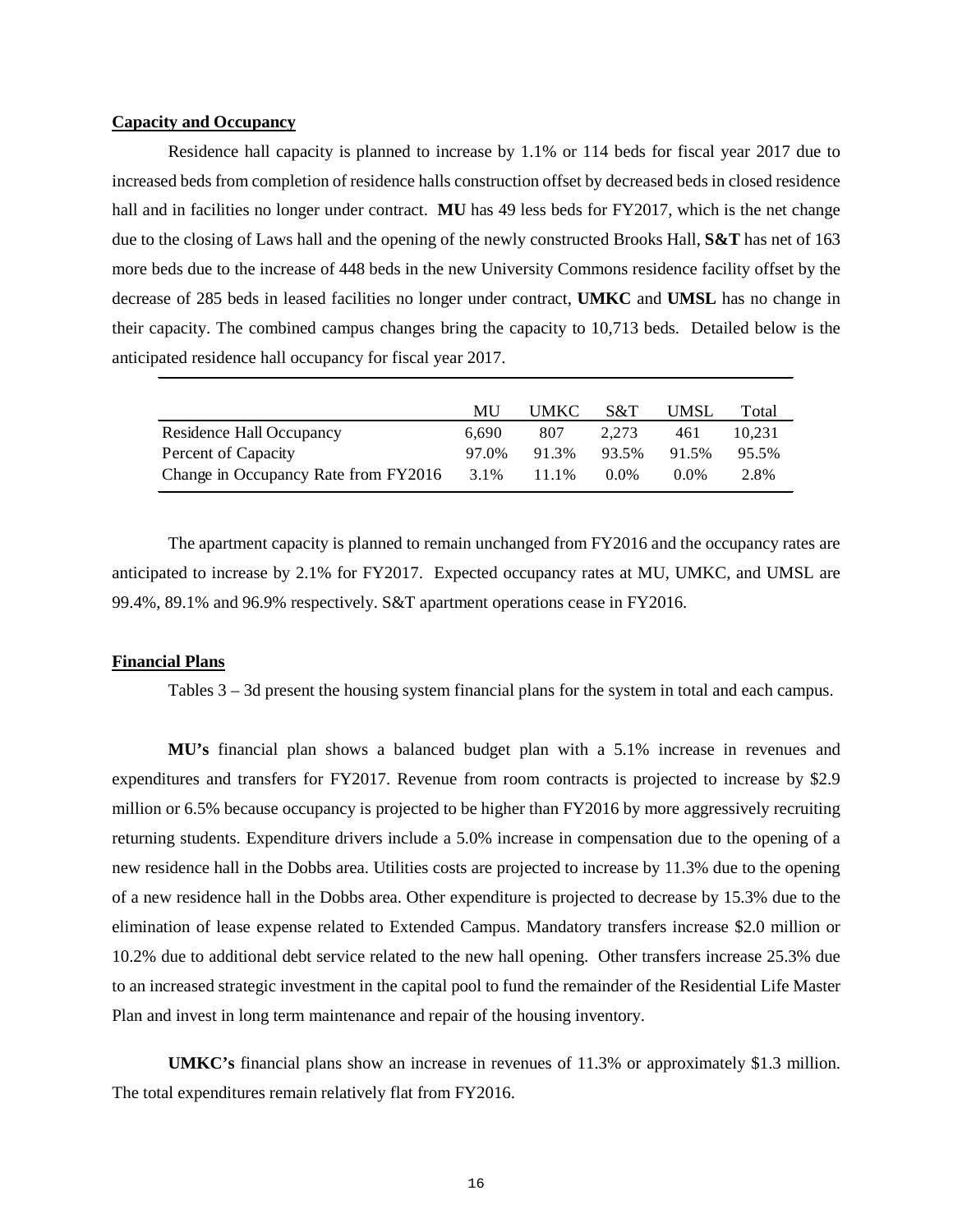**Capacity and Occupancy**

Residence hall capacity is planned to increase by 1.1% or 114 beds for fiscal year 2017 due to increased beds from completion of residence halls construction offset by decreased beds in closed residence hall and in facilities no longer under contract. **MU** has 49 less beds for FY2017, which is the net change due to the closing of Laws hall and the opening of the newly constructed Brooks Hall, **S&T** has net of 163 more beds due to the increase of 448 beds in the new University Commons residence facility offset by the decrease of 285 beds in leased facilities no longer under contract, **UMKC** and **UMSL** has no change in their capacity. The combined campus changes bring the capacity to 10,713 beds. Detailed below is the anticipated residence hall occupancy for fiscal year 2017.

| | MU | UMKC | S&T | UMSL | Total |
|---|---|---|---|---|---|
| Residence Hall Occupancy | 6,690 | 807 | 2,273 | 461 | 10,231 |
| Percent of Capacity | 97.0% | 91.3% | 93.5% | 91.5% | 95.5% |
| Change in Occupancy Rate from FY2016 | 3.1% | 11.1% | 0.0% | 0.0% | 2.8% |

The apartment capacity is planned to remain unchanged from FY2016 and the occupancy rates are anticipated to increase by 2.1% for FY2017. Expected occupancy rates at MU, UMKC, and UMSL are 99.4%, 89.1% and 96.9% respectively. S&T apartment operations cease in FY2016.

**Financial Plans**

Tables 3 – 3d present the housing system financial plans for the system in total and each campus.

**MU's** financial plan shows a balanced budget plan with a 5.1% increase in revenues and expenditures and transfers for FY2017. Revenue from room contracts is projected to increase by $2.9 million or 6.5% because occupancy is projected to be higher than FY2016 by more aggressively recruiting returning students. Expenditure drivers include a 5.0% increase in compensation due to the opening of a new residence hall in the Dobbs area. Utilities costs are projected to increase by 11.3% due to the opening of a new residence hall in the Dobbs area. Other expenditure is projected to decrease by 15.3% due to the elimination of lease expense related to Extended Campus. Mandatory transfers increase $2.0 million or 10.2% due to additional debt service related to the new hall opening. Other transfers increase 25.3% due to an increased strategic investment in the capital pool to fund the remainder of the Residential Life Master Plan and invest in long term maintenance and repair of the housing inventory.

**UMKC's** financial plans show an increase in revenues of 11.3% or approximately $1.3 million. The total expenditures remain relatively flat from FY2016.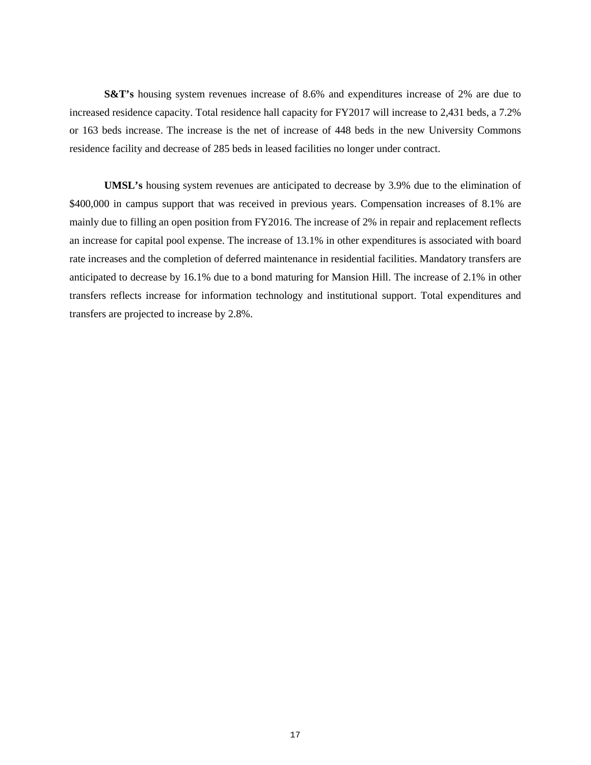**S&T's** housing system revenues increase of 8.6% and expenditures increase of 2% are due to increased residence capacity. Total residence hall capacity for FY2017 will increase to 2,431 beds, a 7.2% or 163 beds increase. The increase is the net of increase of 448 beds in the new University Commons residence facility and decrease of 285 beds in leased facilities no longer under contract.

**UMSL's** housing system revenues are anticipated to decrease by 3.9% due to the elimination of $400,000 in campus support that was received in previous years. Compensation increases of 8.1% are mainly due to filling an open position from FY2016. The increase of 2% in repair and replacement reflects an increase for capital pool expense. The increase of 13.1% in other expenditures is associated with board rate increases and the completion of deferred maintenance in residential facilities. Mandatory transfers are anticipated to decrease by 16.1% due to a bond maturing for Mansion Hill. The increase of 2.1% in other transfers reflects increase for information technology and institutional support. Total expenditures and transfers are projected to increase by 2.8%.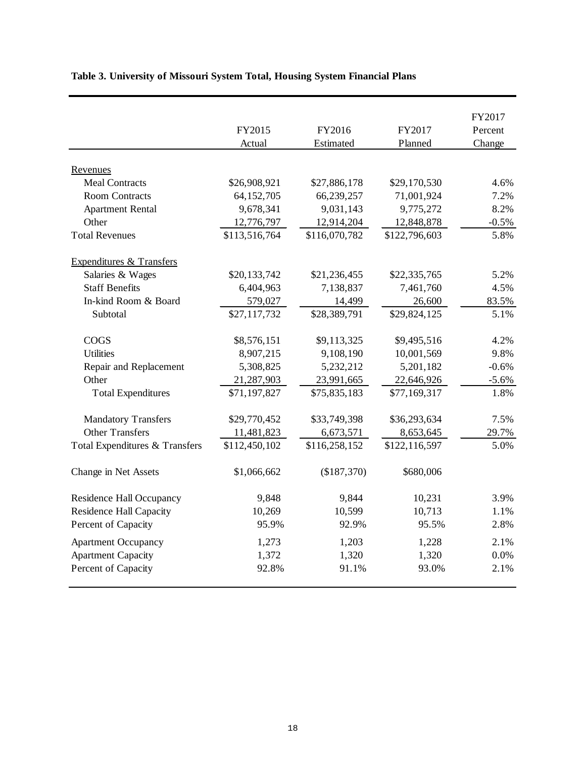**Table 3. University of Missouri System Total, Housing System Financial Plans**

| | FY2015 Actual | FY2016 Estimated | FY2017 Planned | FY2017 Percent Change |
|---|---|---|---|---|
| Revenues | | | | |
| Meal Contracts | $26,908,921 | $27,886,178 | $29,170,530 | 4.6% |
| Room Contracts | 64,152,705 | 66,239,257 | 71,001,924 | 7.2% |
| Apartment Rental | 9,678,341 | 9,031,143 | 9,775,272 | 8.2% |
| Other | 12,776,797 | 12,914,204 | 12,848,878 | -0.5% |
| Total Revenues | $113,516,764 | $116,070,782 | $122,796,603 | 5.8% |
| Expenditures & Transfers | | | | |
| Salaries & Wages | $20,133,742 | $21,236,455 | $22,335,765 | 5.2% |
| Staff Benefits | 6,404,963 | 7,138,837 | 7,461,760 | 4.5% |
| In-kind Room & Board | 579,027 | 14,499 | 26,600 | 83.5% |
| Subtotal | $27,117,732 | $28,389,791 | $29,824,125 | 5.1% |
| COGS | $8,576,151 | $9,113,325 | $9,495,516 | 4.2% |
| Utilities | 8,907,215 | 9,108,190 | 10,001,569 | 9.8% |
| Repair and Replacement | 5,308,825 | 5,232,212 | 5,201,182 | -0.6% |
| Other | 21,287,903 | 23,991,665 | 22,646,926 | -5.6% |
| Total Expenditures | $71,197,827 | $75,835,183 | $77,169,317 | 1.8% |
| Mandatory Transfers | $29,770,452 | $33,749,398 | $36,293,634 | 7.5% |
| Other Transfers | 11,481,823 | 6,673,571 | 8,653,645 | 29.7% |
| Total Expenditures & Transfers | $112,450,102 | $116,258,152 | $122,116,597 | 5.0% |
| Change in Net Assets | $1,066,662 | ($187,370) | $680,006 | |
| Residence Hall Occupancy | 9,848 | 9,844 | 10,231 | 3.9% |
| Residence Hall Capacity | 10,269 | 10,599 | 10,713 | 1.1% |
| Percent of Capacity | 95.9% | 92.9% | 95.5% | 2.8% |
| Apartment Occupancy | 1,273 | 1,203 | 1,228 | 2.1% |
| Apartment Capacity | 1,372 | 1,320 | 1,320 | 0.0% |
| Percent of Capacity | 92.8% | 91.1% | 93.0% | 2.1% |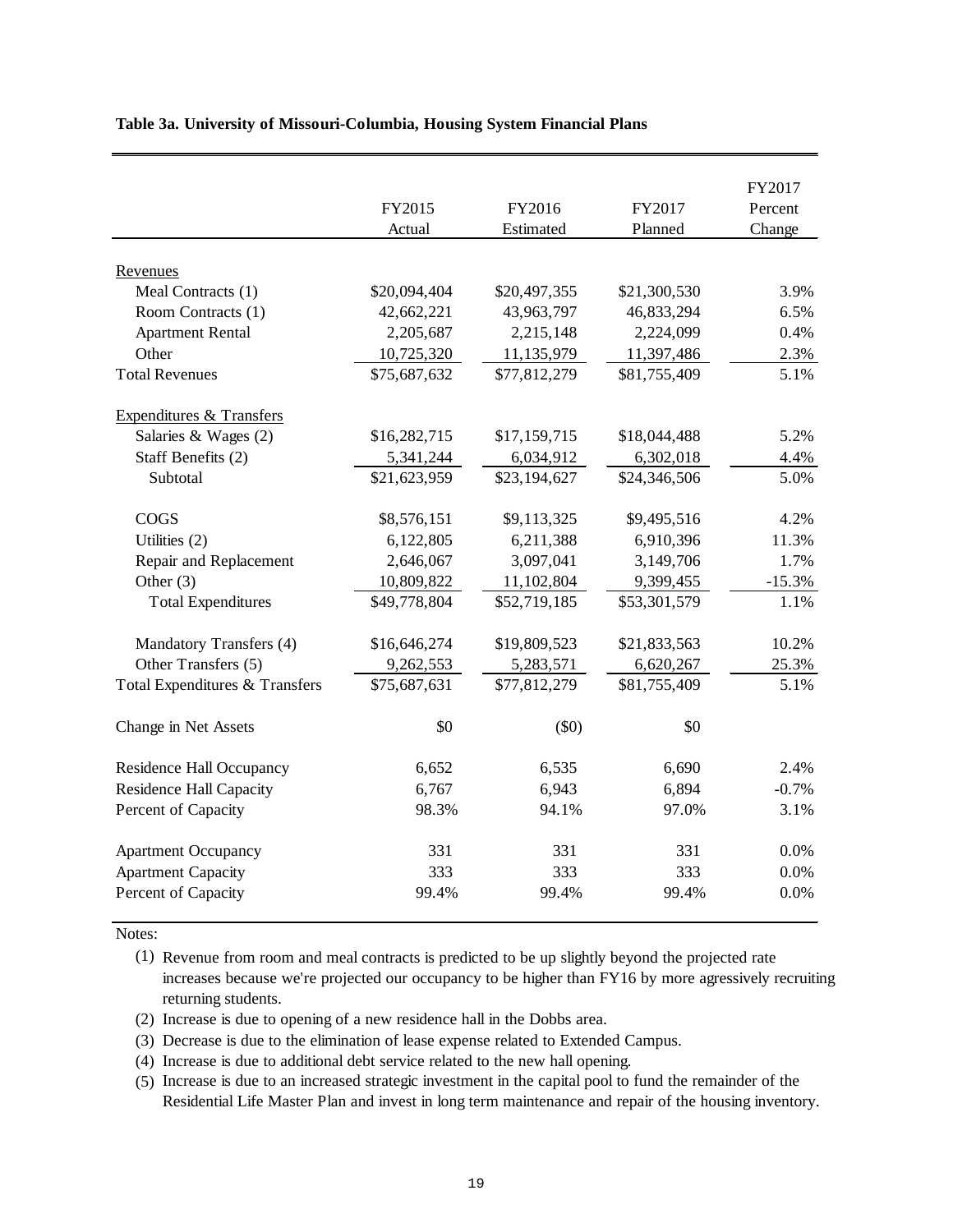**Table 3a. University of Missouri-Columbia, Housing System Financial Plans**

| | FY2015 Actual | FY2016 Estimated | FY2017 Planned | FY2017 Percent Change |
|---|---|---|---|---|
| Revenues | | | | |
| Meal Contracts (1) | $20,094,404 | $20,497,355 | $21,300,530 | 3.9% |
| Room Contracts (1) | 42,662,221 | 43,963,797 | 46,833,294 | 6.5% |
| Apartment Rental | 2,205,687 | 2,215,148 | 2,224,099 | 0.4% |
| Other | 10,725,320 | 11,135,979 | 11,397,486 | 2.3% |
| Total Revenues | $75,687,632 | $77,812,279 | $81,755,409 | 5.1% |
| Expenditures & Transfers | | | | |
| Salaries & Wages (2) | $16,282,715 | $17,159,715 | $18,044,488 | 5.2% |
| Staff Benefits (2) | 5,341,244 | 6,034,912 | 6,302,018 | 4.4% |
| Subtotal | $21,623,959 | $23,194,627 | $24,346,506 | 5.0% |
| COGS | $8,576,151 | $9,113,325 | $9,495,516 | 4.2% |
| Utilities (2) | 6,122,805 | 6,211,388 | 6,910,396 | 11.3% |
| Repair and Replacement | 2,646,067 | 3,097,041 | 3,149,706 | 1.7% |
| Other (3) | 10,809,822 | 11,102,804 | 9,399,455 | -15.3% |
| Total Expenditures | $49,778,804 | $52,719,185 | $53,301,579 | 1.1% |
| Mandatory Transfers (4) | $16,646,274 | $19,809,523 | $21,833,563 | 10.2% |
| Other Transfers (5) | 9,262,553 | 5,283,571 | 6,620,267 | 25.3% |
| Total Expenditures & Transfers | $75,687,631 | $77,812,279 | $81,755,409 | 5.1% |
| Change in Net Assets | $0 | ($0) | $0 | |
| Residence Hall Occupancy | 6,652 | 6,535 | 6,690 | 2.4% |
| Residence Hall Capacity | 6,767 | 6,943 | 6,894 | -0.7% |
| Percent of Capacity | 98.3% | 94.1% | 97.0% | 3.1% |
| Apartment Occupancy | 331 | 331 | 331 | 0.0% |
| Apartment Capacity | 333 | 333 | 333 | 0.0% |
| Percent of Capacity | 99.4% | 99.4% | 99.4% | 0.0% |

Notes:

(1) Revenue from room and meal contracts is predicted to be up slightly beyond the projected rate increases because we're projected our occupancy to be higher than FY16 by more agressively recruiting returning students.

(2) Increase is due to opening of a new residence hall in the Dobbs area.

(3) Decrease is due to the elimination of lease expense related to Extended Campus.

(4) Increase is due to additional debt service related to the new hall opening.

(5) Increase is due to an increased strategic investment in the capital pool to fund the remainder of the Residential Life Master Plan and invest in long term maintenance and repair of the housing inventory.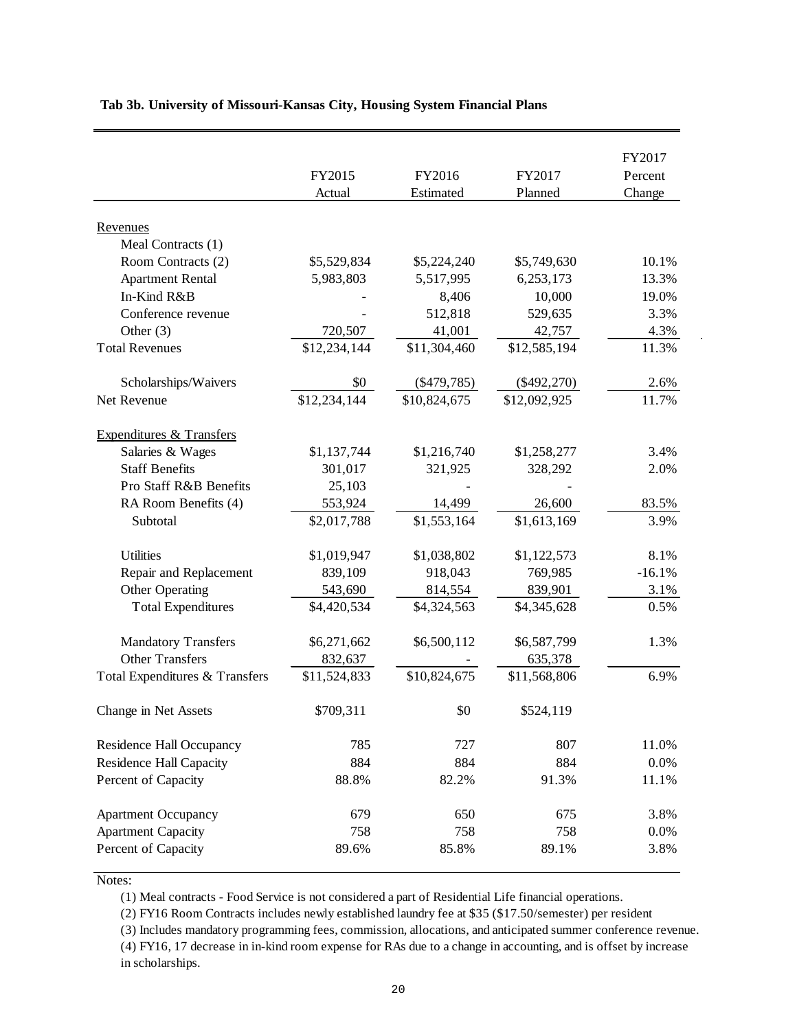**Tab 3b. University of Missouri-Kansas City, Housing System Financial Plans**

| | FY2015 Actual | FY2016 Estimated | FY2017 Planned | FY2017 Percent Change |
|---|---|---|---|---|
| Revenues | | | | |
| Meal Contracts (1) | | | | |
| Room Contracts (2) | $5,529,834 | $5,224,240 | $5,749,630 | 10.1% |
| Apartment Rental | 5,983,803 | 5,517,995 | 6,253,173 | 13.3% |
| In-Kind R&B | - | 8,406 | 10,000 | 19.0% |
| Conference revenue | - | 512,818 | 529,635 | 3.3% |
| Other (3) | 720,507 | 41,001 | 42,757 | 4.3% |
| Total Revenues | $12,234,144 | $11,304,460 | $12,585,194 | 11.3% |
| Scholarships/Waivers | $0 | ($479,785) | ($492,270) | 2.6% |
| Net Revenue | $12,234,144 | $10,824,675 | $12,092,925 | 11.7% |
| Expenditures & Transfers | | | | |
| Salaries & Wages | $1,137,744 | $1,216,740 | $1,258,277 | 3.4% |
| Staff Benefits | 301,017 | 321,925 | 328,292 | 2.0% |
| Pro Staff R&B Benefits | 25,103 | - | - | |
| RA Room Benefits (4) | 553,924 | 14,499 | 26,600 | 83.5% |
| Subtotal | $2,017,788 | $1,553,164 | $1,613,169 | 3.9% |
| Utilities | $1,019,947 | $1,038,802 | $1,122,573 | 8.1% |
| Repair and Replacement | 839,109 | 918,043 | 769,985 | -16.1% |
| Other Operating | 543,690 | 814,554 | 839,901 | 3.1% |
| Total Expenditures | $4,420,534 | $4,324,563 | $4,345,628 | 0.5% |
| Mandatory Transfers | $6,271,662 | $6,500,112 | $6,587,799 | 1.3% |
| Other Transfers | 832,637 | - | 635,378 | |
| Total Expenditures & Transfers | $11,524,833 | $10,824,675 | $11,568,806 | 6.9% |
| Change in Net Assets | $709,311 | $0 | $524,119 | |
| Residence Hall Occupancy | 785 | 727 | 807 | 11.0% |
| Residence Hall Capacity | 884 | 884 | 884 | 0.0% |
| Percent of Capacity | 88.8% | 82.2% | 91.3% | 11.1% |
| Apartment Occupancy | 679 | 650 | 675 | 3.8% |
| Apartment Capacity | 758 | 758 | 758 | 0.0% |
| Percent of Capacity | 89.6% | 85.8% | 89.1% | 3.8% |

Notes:

(1) Meal contracts - Food Service is not considered a part of Residential Life financial operations.

(2) FY16 Room Contracts includes newly established laundry fee at $35 ($17.50/semester) per resident

(3) Includes mandatory programming fees, commission, allocations, and anticipated summer conference revenue.

(4) FY16, 17 decrease in in-kind room expense for RAs due to a change in accounting, and is offset by increase in scholarships.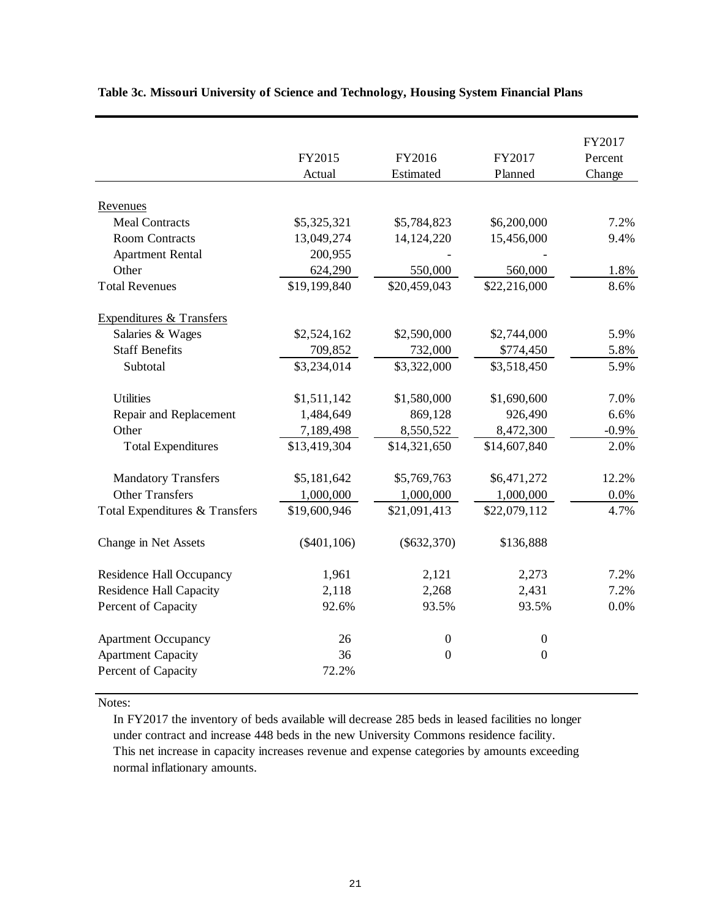**Table 3c. Missouri University of Science and Technology, Housing System Financial Plans**

| | FY2015 Actual | FY2016 Estimated | FY2017 Planned | FY2017 Percent Change |
|---|---|---|---|---|
| Revenues | | | | |
| Meal Contracts | $5,325,321 | $5,784,823 | $6,200,000 | 7.2% |
| Room Contracts | 13,049,274 | 14,124,220 | 15,456,000 | 9.4% |
| Apartment Rental | 200,955 | - | - | |
| Other | 624,290 | 550,000 | 560,000 | 1.8% |
| Total Revenues | $19,199,840 | $20,459,043 | $22,216,000 | 8.6% |
| Expenditures & Transfers | | | | |
| Salaries & Wages | $2,524,162 | $2,590,000 | $2,744,000 | 5.9% |
| Staff Benefits | 709,852 | 732,000 | $774,450 | 5.8% |
| Subtotal | $3,234,014 | $3,322,000 | $3,518,450 | 5.9% |
| Utilities | $1,511,142 | $1,580,000 | $1,690,600 | 7.0% |
| Repair and Replacement | 1,484,649 | 869,128 | 926,490 | 6.6% |
| Other | 7,189,498 | 8,550,522 | 8,472,300 | -0.9% |
| Total Expenditures | $13,419,304 | $14,321,650 | $14,607,840 | 2.0% |
| Mandatory Transfers | $5,181,642 | $5,769,763 | $6,471,272 | 12.2% |
| Other Transfers | 1,000,000 | 1,000,000 | 1,000,000 | 0.0% |
| Total Expenditures & Transfers | $19,600,946 | $21,091,413 | $22,079,112 | 4.7% |
| Change in Net Assets | ($401,106) | ($632,370) | $136,888 | |
| Residence Hall Occupancy | 1,961 | 2,121 | 2,273 | 7.2% |
| Residence Hall Capacity | 2,118 | 2,268 | 2,431 | 7.2% |
| Percent of Capacity | 92.6% | 93.5% | 93.5% | 0.0% |
| Apartment Occupancy | 26 | 0 | 0 | |
| Apartment Capacity | 36 | 0 | 0 | |
| Percent of Capacity | 72.2% | | | |

Notes:

In FY2017 the inventory of beds available will decrease 285 beds in leased facilities no longer under contract and increase 448 beds in the new University Commons residence facility. This net increase in capacity increases revenue and expense categories by amounts exceeding normal inflationary amounts.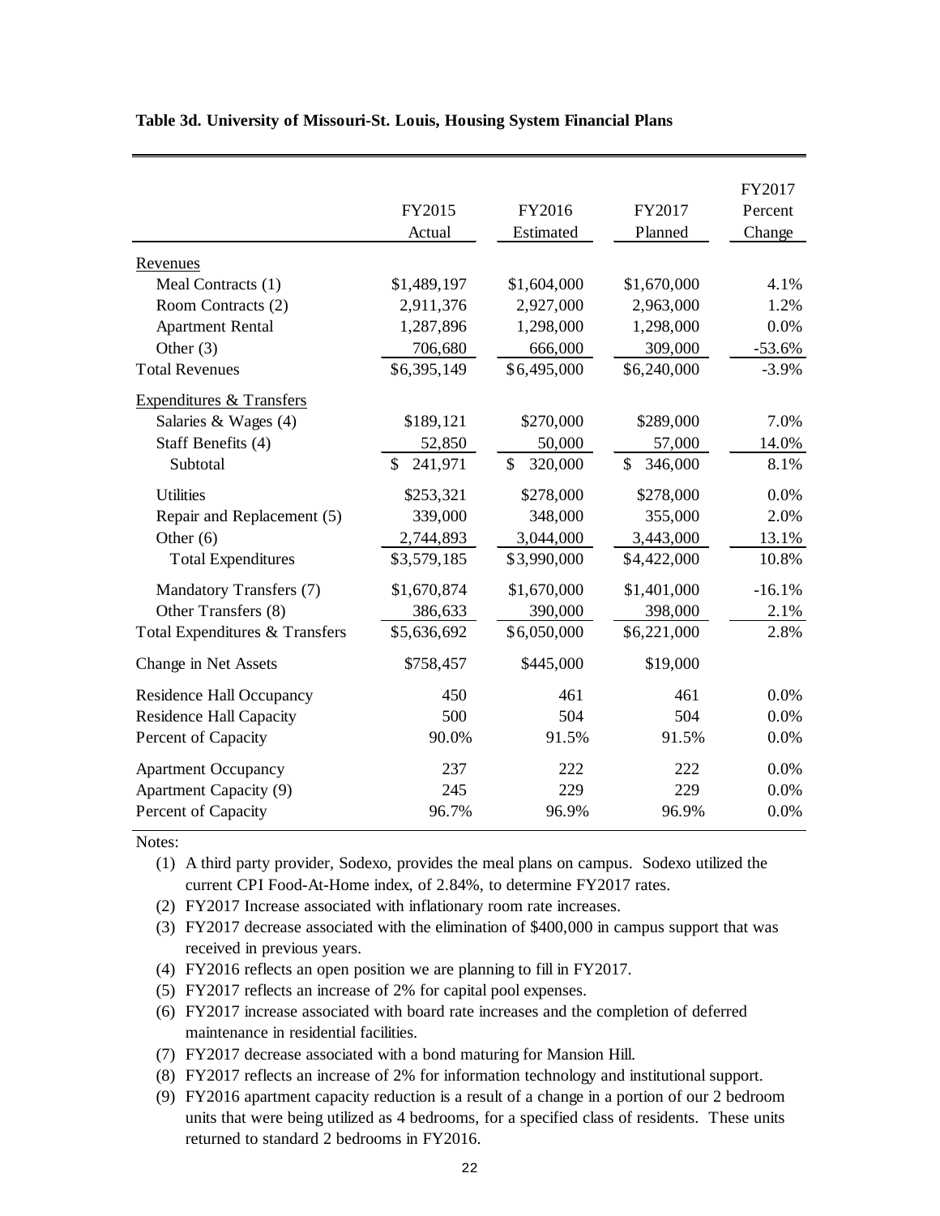**Table 3d. University of Missouri-St. Louis, Housing System Financial Plans**

| | FY2015 Actual | FY2016 Estimated | FY2017 Planned | FY2017 Percent Change |
|---|---|---|---|---|
| Revenues | | | | |
| Meal Contracts (1) | $1,489,197 | $1,604,000 | $1,670,000 | 4.1% |
| Room Contracts (2) | 2,911,376 | 2,927,000 | 2,963,000 | 1.2% |
| Apartment Rental | 1,287,896 | 1,298,000 | 1,298,000 | 0.0% |
| Other (3) | 706,680 | 666,000 | 309,000 | -53.6% |
| Total Revenues | $6,395,149 | $6,495,000 | $6,240,000 | -3.9% |
| Expenditures & Transfers | | | | |
| Salaries & Wages (4) | $189,121 | $270,000 | $289,000 | 7.0% |
| Staff Benefits (4) | 52,850 | 50,000 | 57,000 | 14.0% |
| Subtotal | $ 241,971 | $ 320,000 | $ 346,000 | 8.1% |
| Utilities | $253,321 | $278,000 | $278,000 | 0.0% |
| Repair and Replacement (5) | 339,000 | 348,000 | 355,000 | 2.0% |
| Other (6) | 2,744,893 | 3,044,000 | 3,443,000 | 13.1% |
| Total Expenditures | $3,579,185 | $3,990,000 | $4,422,000 | 10.8% |
| Mandatory Transfers (7) | $1,670,874 | $1,670,000 | $1,401,000 | -16.1% |
| Other Transfers (8) | 386,633 | 390,000 | 398,000 | 2.1% |
| Total Expenditures & Transfers | $5,636,692 | $6,050,000 | $6,221,000 | 2.8% |
| Change in Net Assets | $758,457 | $445,000 | $19,000 | |
| Residence Hall Occupancy | 450 | 461 | 461 | 0.0% |
| Residence Hall Capacity | 500 | 504 | 504 | 0.0% |
| Percent of Capacity | 90.0% | 91.5% | 91.5% | 0.0% |
| Apartment Occupancy | 237 | 222 | 222 | 0.0% |
| Apartment Capacity (9) | 245 | 229 | 229 | 0.0% |
| Percent of Capacity | 96.7% | 96.9% | 96.9% | 0.0% |

Notes:

1. A third party provider, Sodexo, provides the meal plans on campus. Sodexo utilized the current CPI Food-At-Home index, of 2.84%, to determine FY2017 rates.
2. FY2017 Increase associated with inflationary room rate increases.
3. FY2017 decrease associated with the elimination of $400,000 in campus support that was received in previous years.
4. FY2016 reflects an open position we are planning to fill in FY2017.
5. FY2017 reflects an increase of 2% for capital pool expenses.
6. FY2017 increase associated with board rate increases and the completion of deferred maintenance in residential facilities.
7. FY2017 decrease associated with a bond maturing for Mansion Hill.
8. FY2017 reflects an increase of 2% for information technology and institutional support.
9. FY2016 apartment capacity reduction is a result of a change in a portion of our 2 bedroom units that were being utilized as 4 bedrooms, for a specified class of residents. These units returned to standard 2 bedrooms in FY2016.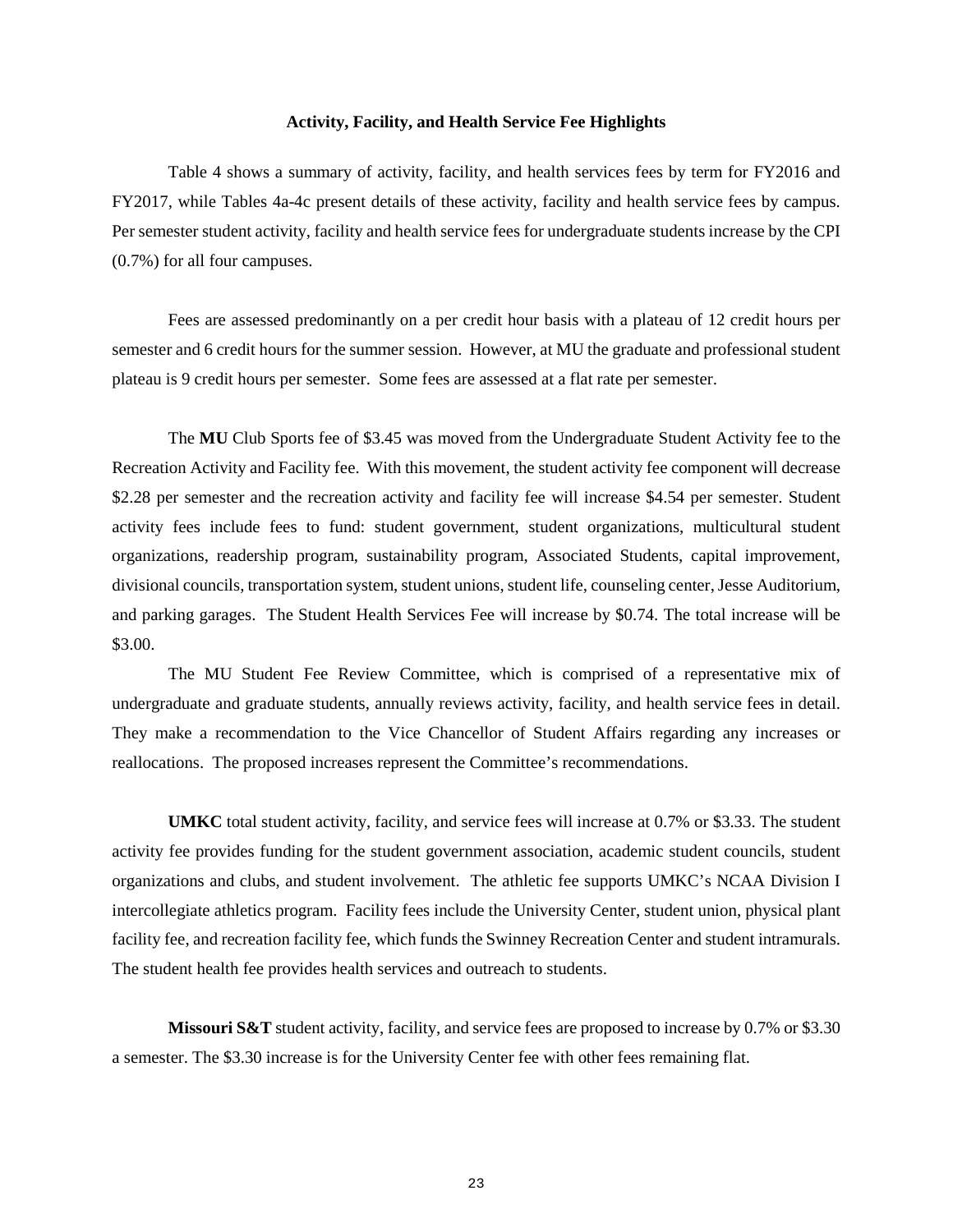## Activity, Facility, and Health Service Fee Highlights

Table 4 shows a summary of activity, facility, and health services fees by term for FY2016 and FY2017, while Tables 4a-4c present details of these activity, facility and health service fees by campus. Per semester student activity, facility and health service fees for undergraduate students increase by the CPI (0.7%) for all four campuses.

Fees are assessed predominantly on a per credit hour basis with a plateau of 12 credit hours per semester and 6 credit hours for the summer session. However, at MU the graduate and professional student plateau is 9 credit hours per semester. Some fees are assessed at a flat rate per semester.

The **MU** Club Sports fee of $3.45 was moved from the Undergraduate Student Activity fee to the Recreation Activity and Facility fee. With this movement, the student activity fee component will decrease $2.28 per semester and the recreation activity and facility fee will increase $4.54 per semester. Student activity fees include fees to fund: student government, student organizations, multicultural student organizations, readership program, sustainability program, Associated Students, capital improvement, divisional councils, transportation system, student unions, student life, counseling center, Jesse Auditorium, and parking garages. The Student Health Services Fee will increase by $0.74. The total increase will be $3.00.

The MU Student Fee Review Committee, which is comprised of a representative mix of undergraduate and graduate students, annually reviews activity, facility, and health service fees in detail. They make a recommendation to the Vice Chancellor of Student Affairs regarding any increases or reallocations. The proposed increases represent the Committee's recommendations.

**UMKC** total student activity, facility, and service fees will increase at 0.7% or $3.33. The student activity fee provides funding for the student government association, academic student councils, student organizations and clubs, and student involvement. The athletic fee supports UMKC's NCAA Division I intercollegiate athletics program. Facility fees include the University Center, student union, physical plant facility fee, and recreation facility fee, which funds the Swinney Recreation Center and student intramurals. The student health fee provides health services and outreach to students.

**Missouri S&T** student activity, facility, and service fees are proposed to increase by 0.7% or $3.30 a semester. The $3.30 increase is for the University Center fee with other fees remaining flat.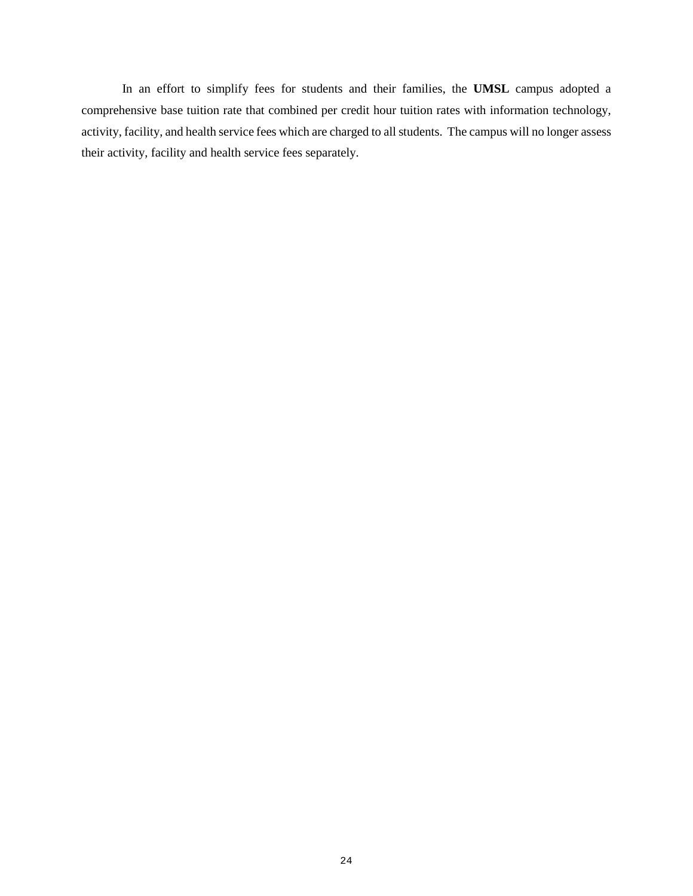In an effort to simplify fees for students and their families, the **UMSL** campus adopted a comprehensive base tuition rate that combined per credit hour tuition rates with information technology, activity, facility, and health service fees which are charged to all students. The campus will no longer assess their activity, facility and health service fees separately.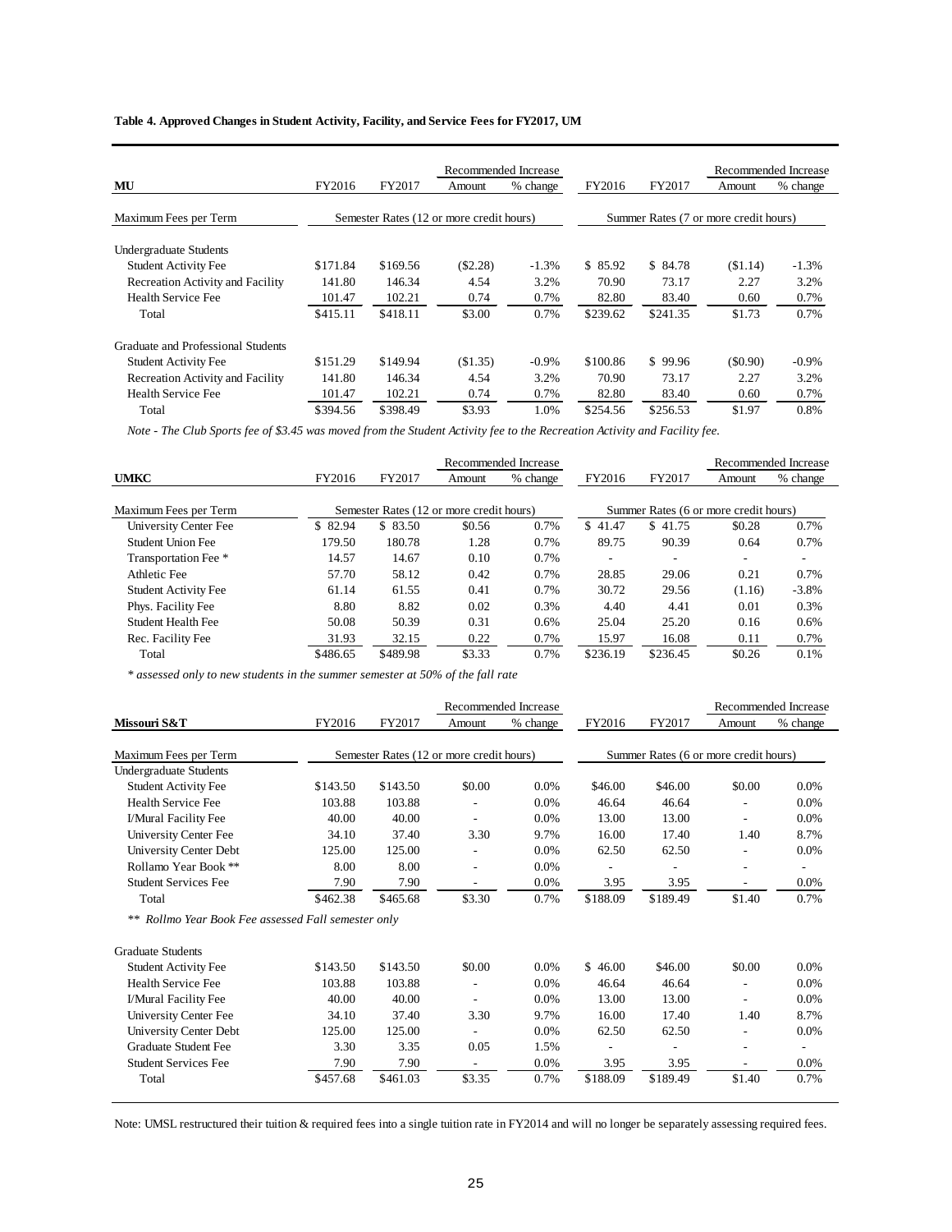**Table 4. Approved Changes in Student Activity, Facility, and Service Fees for FY2017, UM**

| MU | FY2016 | FY2017 | Recommended Increase Amount | % change | FY2016 | FY2017 | Recommended Increase Amount | % change |
|---|---|---|---|---|---|---|---|---|
| Maximum Fees per Term | Semester Rates (12 or more credit hours) | | | | Summer Rates (7 or more credit hours) | | | |
| Undergraduate Students | | | | | | | | |
| Student Activity Fee | $171.84 | $169.56 | ($2.28) | -1.3% | $ 85.92 | $ 84.78 | ($1.14) | -1.3% |
| Recreation Activity and Facility | 141.80 | 146.34 | 4.54 | 3.2% | 70.90 | 73.17 | 2.27 | 3.2% |
| Health Service Fee | 101.47 | 102.21 | 0.74 | 0.7% | 82.80 | 83.40 | 0.60 | 0.7% |
| Total | $415.11 | $418.11 | $3.00 | 0.7% | $239.62 | $241.35 | $1.73 | 0.7% |
| Graduate and Professional Students | | | | | | | | |
| Student Activity Fee | $151.29 | $149.94 | ($1.35) | -0.9% | $100.86 | $ 99.96 | ($0.90) | -0.9% |
| Recreation Activity and Facility | 141.80 | 146.34 | 4.54 | 3.2% | 70.90 | 73.17 | 2.27 | 3.2% |
| Health Service Fee | 101.47 | 102.21 | 0.74 | 0.7% | 82.80 | 83.40 | 0.60 | 0.7% |
| Total | $394.56 | $398.49 | $3.93 | 1.0% | $254.56 | $256.53 | $1.97 | 0.8% |

*Note - The Club Sports fee of $3.45 was moved from the Student Activity fee to the Recreation Activity and Facility fee.*

| UMKC | FY2016 | FY2017 | Recommended Increase Amount | % change | FY2016 | FY2017 | Recommended Increase Amount | % change |
|---|---|---|---|---|---|---|---|---|
| Maximum Fees per Term | Semester Rates (12 or more credit hours) | | | | Summer Rates (6 or more credit hours) | | | |
| University Center Fee | $ 82.94 | $ 83.50 | $0.56 | 0.7% | $ 41.47 | $ 41.75 | $0.28 | 0.7% |
| Student Union Fee | 179.50 | 180.78 | 1.28 | 0.7% | 89.75 | 90.39 | 0.64 | 0.7% |
| Transportation Fee * | 14.57 | 14.67 | 0.10 | 0.7% | - | - | - | - |
| Athletic Fee | 57.70 | 58.12 | 0.42 | 0.7% | 28.85 | 29.06 | 0.21 | 0.7% |
| Student Activity Fee | 61.14 | 61.55 | 0.41 | 0.7% | 30.72 | 29.56 | (1.16) | -3.8% |
| Phys. Facility Fee | 8.80 | 8.82 | 0.02 | 0.3% | 4.40 | 4.41 | 0.01 | 0.3% |
| Student Health Fee | 50.08 | 50.39 | 0.31 | 0.6% | 25.04 | 25.20 | 0.16 | 0.6% |
| Rec. Facility Fee | 31.93 | 32.15 | 0.22 | 0.7% | 15.97 | 16.08 | 0.11 | 0.7% |
| Total | $486.65 | $489.98 | $3.33 | 0.7% | $236.19 | $236.45 | $0.26 | 0.1% |

*\* assessed only to new students in the summer semester at 50% of the fall rate*

| Missouri S&T | FY2016 | FY2017 | Recommended Increase Amount | % change | FY2016 | FY2017 | Recommended Increase Amount | % change |
|---|---|---|---|---|---|---|---|---|
| Maximum Fees per Term | Semester Rates (12 or more credit hours) | | | | Summer Rates (6 or more credit hours) | | | |
| Undergraduate Students | | | | | | | | |
| Student Activity Fee | $143.50 | $143.50 | $0.00 | 0.0% | $46.00 | $46.00 | $0.00 | 0.0% |
| Health Service Fee | 103.88 | 103.88 | - | 0.0% | 46.64 | 46.64 | - | 0.0% |
| I/Mural Facility Fee | 40.00 | 40.00 | - | 0.0% | 13.00 | 13.00 | - | 0.0% |
| University Center Fee | 34.10 | 37.40 | 3.30 | 9.7% | 16.00 | 17.40 | 1.40 | 8.7% |
| University Center Debt | 125.00 | 125.00 | - | 0.0% | 62.50 | 62.50 | - | 0.0% |
| Rollamo Year Book ** | 8.00 | 8.00 | - | 0.0% | - | - | - | - |
| Student Services Fee | 7.90 | 7.90 | - | 0.0% | 3.95 | 3.95 | - | 0.0% |
| Total | $462.38 | $465.68 | $3.30 | 0.7% | $188.09 | $189.49 | $1.40 | 0.7% |
| *\*\* Rollmo Year Book Fee assessed Fall semester only* | | | | | | | | |
| Graduate Students | | | | | | | | |
| Student Activity Fee | $143.50 | $143.50 | $0.00 | 0.0% | $ 46.00 | $46.00 | $0.00 | 0.0% |
| Health Service Fee | 103.88 | 103.88 | - | 0.0% | 46.64 | 46.64 | - | 0.0% |
| I/Mural Facility Fee | 40.00 | 40.00 | - | 0.0% | 13.00 | 13.00 | - | 0.0% |
| University Center Fee | 34.10 | 37.40 | 3.30 | 9.7% | 16.00 | 17.40 | 1.40 | 8.7% |
| University Center Debt | 125.00 | 125.00 | - | 0.0% | 62.50 | 62.50 | - | 0.0% |
| Graduate Student Fee | 3.30 | 3.35 | 0.05 | 1.5% | - | - | - | - |
| Student Services Fee | 7.90 | 7.90 | - | 0.0% | 3.95 | 3.95 | - | 0.0% |
| Total | $457.68 | $461.03 | $3.35 | 0.7% | $188.09 | $189.49 | $1.40 | 0.7% |

Note: UMSL restructured their tuition & required fees into a single tuition rate in FY2014 and will no longer be separately assessing required fees.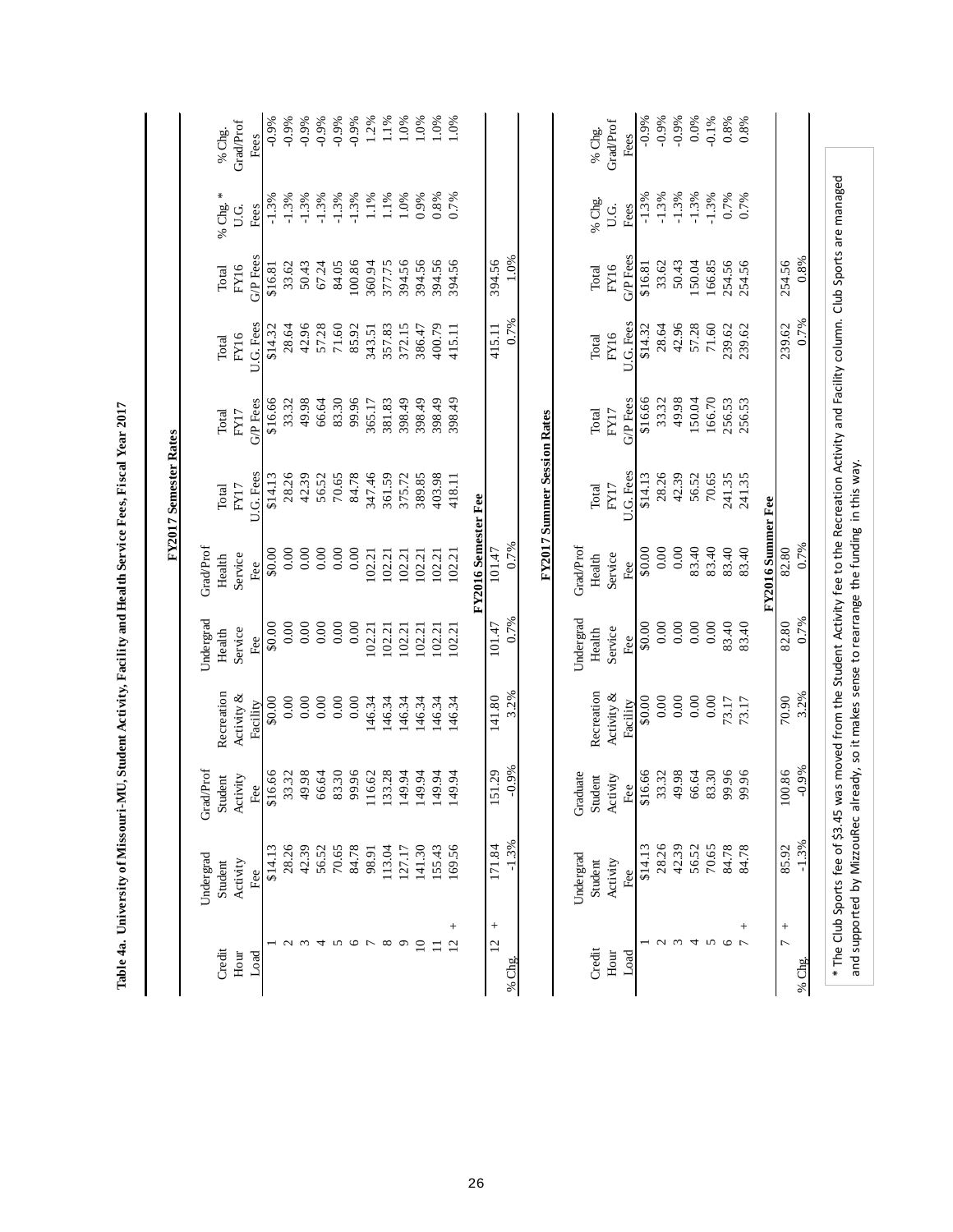**Table 4a. University of Missouri-MU, Student Activity, Facility and Health Service Fees, Fiscal Year 2017**

**FY2017 Semester Rates**

| Credit Hour Load | Undergrad Student Activity Fee | Grad/Prof Student Activity Fee | Recreation Activity & Facility | Undergrad Health Service Fee | Grad/Prof Health Service Fee | Total FY17 U.G. Fees | Total FY17 G/P Fees | Total FY16 U.G. Fees | Total FY16 G/P Fees | % Chg. * U.G. Fees | % Chg. Grad/Prof Fees |
|---|---|---|---|---|---|---|---|---|---|---|---|
| 1 | $14.13 | $16.66 | $0.00 | $0.00 | $0.00 | $14.13 | $16.66 | $14.32 | $16.81 | -1.3% | -0.9% |
| 2 | 28.26 | 33.32 | 0.00 | 0.00 | 0.00 | 28.26 | 33.32 | 28.64 | 33.62 | -1.3% | -0.9% |
| 3 | 42.39 | 49.98 | 0.00 | 0.00 | 0.00 | 42.39 | 49.98 | 42.96 | 50.43 | -1.3% | -0.9% |
| 4 | 56.52 | 66.64 | 0.00 | 0.00 | 0.00 | 56.52 | 66.64 | 57.28 | 67.24 | -1.3% | -0.9% |
| 5 | 70.65 | 83.30 | 0.00 | 0.00 | 0.00 | 70.65 | 83.30 | 71.60 | 84.05 | -1.3% | -0.9% |
| 6 | 84.78 | 99.96 | 0.00 | 0.00 | 0.00 | 84.78 | 99.96 | 85.92 | 100.86 | -1.3% | -0.9% |
| 7 | 98.91 | 116.62 | 146.34 | 102.21 | 102.21 | 347.46 | 365.17 | 343.51 | 360.94 | 1.1% | 1.2% |
| 8 | 113.04 | 133.28 | 146.34 | 102.21 | 102.21 | 361.59 | 381.83 | 357.83 | 377.75 | 1.1% | 1.1% |
| 9 | 127.17 | 149.94 | 146.34 | 102.21 | 102.21 | 375.72 | 398.49 | 372.15 | 394.56 | 1.0% | 1.0% |
| 10 | 141.30 | 149.94 | 146.34 | 102.21 | 102.21 | 389.85 | 398.49 | 386.47 | 394.56 | 0.9% | 1.0% |
| 11 | 155.43 | 149.94 | 146.34 | 102.21 | 102.21 | 403.98 | 398.49 | 400.79 | 394.56 | 0.8% | 1.0% |
| 12 + | 169.56 | 149.94 | 146.34 | 102.21 | 102.21 | 418.11 | 398.49 | 415.11 | 394.56 | 0.7% | 1.0% |
| | | | | FY2016 Semester Fee | | | | | | | |
| 12 + | 171.84 | 151.29 | 141.80 | 101.47 | 101.47 | | | 415.11 | 394.56 | | |
| % Chg. | -1.3% | -0.9% | 3.2% | 0.7% | 0.7% | | | 0.7% | 1.0% | | |

**FY2017 Summer Session Rates**

| Credit Hour Load | Undergrad Student Activity Fee | Graduate Student Activity Fee | Recreation Activity & Facility | Undergrad Health Service Fee | Grad/Prof Health Service Fee | Total FY17 U.G. Fees | Total FY17 G/P Fees | Total FY16 U.G. Fees | Total FY16 G/P Fees | % Chg. U.G. Fees | % Chg. Grad/Prof Fees |
|---|---|---|---|---|---|---|---|---|---|---|---|
| 1 | $14.13 | $16.66 | $0.00 | $0.00 | $0.00 | $14.13 | $16.66 | $14.32 | $16.81 | -1.3% | -0.9% |
| 2 | 28.26 | 33.32 | 0.00 | 0.00 | 0.00 | 28.26 | 33.32 | 28.64 | 33.62 | -1.3% | -0.9% |
| 3 | 42.39 | 49.98 | 0.00 | 0.00 | 0.00 | 42.39 | 49.98 | 42.96 | 50.43 | -1.3% | -0.9% |
| 4 | 56.52 | 66.64 | 0.00 | 0.00 | 83.40 | 56.52 | 150.04 | 57.28 | 150.04 | -1.3% | 0.0% |
| 5 | 70.65 | 83.30 | 0.00 | 0.00 | 83.40 | 70.65 | 166.70 | 71.60 | 166.85 | -1.3% | -0.1% |
| 6 | 84.78 | 99.96 | 73.17 | 83.40 | 83.40 | 241.35 | 256.53 | 239.62 | 254.56 | 0.7% | 0.8% |
| 7 + | 84.78 | 99.96 | 73.17 | 83.40 | 83.40 | 241.35 | 256.53 | 239.62 | 254.56 | 0.7% | 0.8% |
| | | | | FY2016 Summer Fee | | | | | | | |
| 7 + | 85.92 | 100.86 | 70.90 | 82.80 | 82.80 | | | 239.62 | 254.56 | | |
| % Chg. | -1.3% | -0.9% | 3.2% | 0.7% | 0.7% | | | 0.7% | 0.8% | | |

* The Club Sports fee of $3.45 was moved from the Student Activity fee to the Recreation Activity and Facility column. Club Sports are managed and supported by MizzouRec already, so it makes sense to rearrange the funding in this way.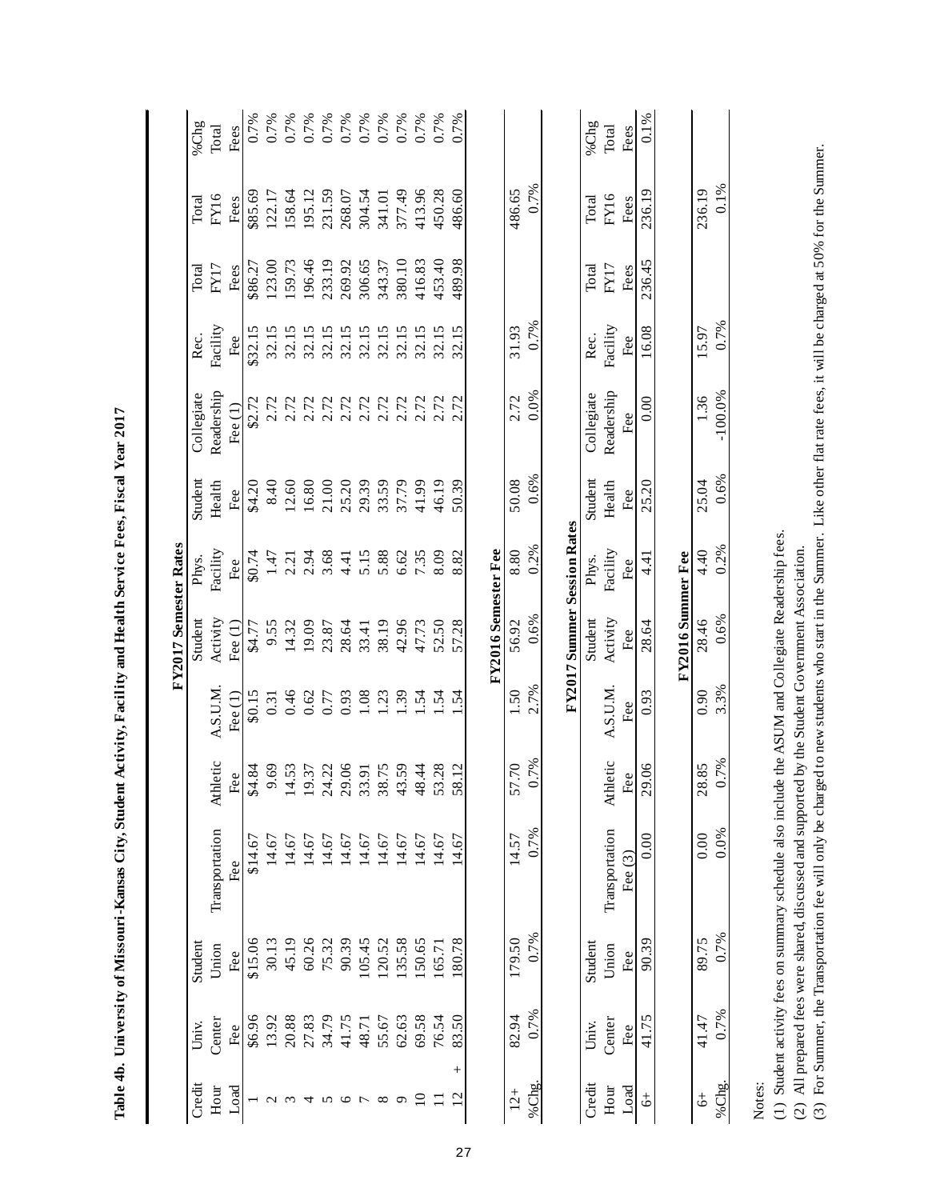# Table 4b. University of Missouri-Kansas City, Student Activity, Facility and Health Service Fees, Fiscal Year 2017

**FY2017 Semester Rates**

| Credit Hour Load | Univ. Center Fee | Student Union Fee | Transportation Fee | Athletic Fee | A.S.U.M. Fee (1) | Student Activity Fee (1) | Phys. Facility Fee | Student Health Fee | Collegiate Readership Fee (1) | Rec. Facility Fee | Total FY17 Fees | Total FY16 Fees | %Chg Total Fees |
|---|---|---|---|---|---|---|---|---|---|---|---|---|---|
| 1 | $6.96 | $15.06 | $14.67 | $4.84 | $0.15 | $4.77 | $0.74 | $4.20 | $2.72 | $32.15 | $86.27 | $85.69 | 0.7% |
| 2 | 13.92 | 30.13 | 14.67 | 9.69 | 0.31 | 9.55 | 1.47 | 8.40 | 2.72 | 32.15 | 123.00 | 122.17 | 0.7% |
| 3 | 20.88 | 45.19 | 14.67 | 14.53 | 0.46 | 14.32 | 2.21 | 12.60 | 2.72 | 32.15 | 159.73 | 158.64 | 0.7% |
| 4 | 27.83 | 60.26 | 14.67 | 19.37 | 0.62 | 19.09 | 2.94 | 16.80 | 2.72 | 32.15 | 196.46 | 195.12 | 0.7% |
| 5 | 34.79 | 75.32 | 14.67 | 24.22 | 0.77 | 23.87 | 3.68 | 21.00 | 2.72 | 32.15 | 233.19 | 231.59 | 0.7% |
| 6 | 41.75 | 90.39 | 14.67 | 29.06 | 0.93 | 28.64 | 4.41 | 25.20 | 2.72 | 32.15 | 269.92 | 268.07 | 0.7% |
| 7 | 48.71 | 105.45 | 14.67 | 33.91 | 1.08 | 33.41 | 5.15 | 29.39 | 2.72 | 32.15 | 306.65 | 304.54 | 0.7% |
| 8 | 55.67 | 120.52 | 14.67 | 38.75 | 1.23 | 38.19 | 5.88 | 33.59 | 2.72 | 32.15 | 343.37 | 341.01 | 0.7% |
| 9 | 62.63 | 135.58 | 14.67 | 43.59 | 1.39 | 42.96 | 6.62 | 37.79 | 2.72 | 32.15 | 380.10 | 377.49 | 0.7% |
| 10 | 69.58 | 150.65 | 14.67 | 48.44 | 1.54 | 47.73 | 7.35 | 41.99 | 2.72 | 32.15 | 416.83 | 413.96 | 0.7% |
| 11 | 76.54 | 165.71 | 14.67 | 53.28 | 1.54 | 52.50 | 8.09 | 46.19 | 2.72 | 32.15 | 453.40 | 450.28 | 0.7% |
| 12 + | 83.50 | 180.78 | 14.67 | 58.12 | 1.54 | 57.28 | 8.82 | 50.39 | 2.72 | 32.15 | 489.98 | 486.60 | 0.7% |

**FY2016 Semester Fee**

| Credit Hour Load | Univ. Center Fee | Student Union Fee | Transportation Fee | Athletic Fee | A.S.U.M. Fee | Student Activity Fee | Phys. Facility Fee | Student Health Fee | Collegiate Readership Fee | Rec. Facility Fee | Total FY16 Fees |
|---|---|---|---|---|---|---|---|---|---|---|---|
| 12+ | 82.94 | 179.50 | 14.57 | 57.70 | 1.50 | 56.92 | 8.80 | 50.08 | 2.72 | 31.93 | 486.65 |
| %Chg. | 0.7% | 0.7% | 0.7% | 0.7% | 2.7% | 0.6% | 0.2% | 0.6% | 0.0% | 0.7% | 0.7% |

**FY2017 Summer Session Rates**

| Credit Hour Load | Univ. Center Fee | Student Union Fee | Transportation Fee (3) | Athletic Fee | A.S.U.M. Fee | Student Activity Fee | Phys. Facility Fee | Student Health Fee | Collegiate Readership Fee | Rec. Facility Fee | Total FY17 Fees | Total FY16 Fees | %Chg Total Fees |
|---|---|---|---|---|---|---|---|---|---|---|---|---|---|
| 6+ | 41.75 | 90.39 | 0.00 | 29.06 | 0.93 | 28.64 | 4.41 | 25.20 | 0.00 | 16.08 | 236.45 | 236.19 | 0.1% |

**FY2016 Summer Fee**

| Credit Hour Load | Univ. Center Fee | Student Union Fee | Transportation Fee | Athletic Fee | A.S.U.M. Fee | Student Activity Fee | Phys. Facility Fee | Student Health Fee | Collegiate Readership Fee | Rec. Facility Fee | Total FY16 Fees |
|---|---|---|---|---|---|---|---|---|---|---|---|
| 6+ | 41.47 | 89.75 | 0.00 | 28.85 | 0.90 | 28.46 | 4.40 | 25.04 | 1.36 | 15.97 | 236.19 |
| %Chg. | 0.7% | 0.7% | 0.0% | 0.7% | 3.3% | 0.6% | 0.2% | 0.6% | -100.0% | 0.7% | 0.1% |

Notes:

(1) Student activity fees on summary schedule also include the ASUM and Collegiate Readership fees.

(2) All prepared fees were shared, discussed and supported by the Student Government Association.

(3) For Summer, the Transportation fee will only be charged to new students who start in the Summer. Like other flat rate fees, it will be charged at 50% for the Summer.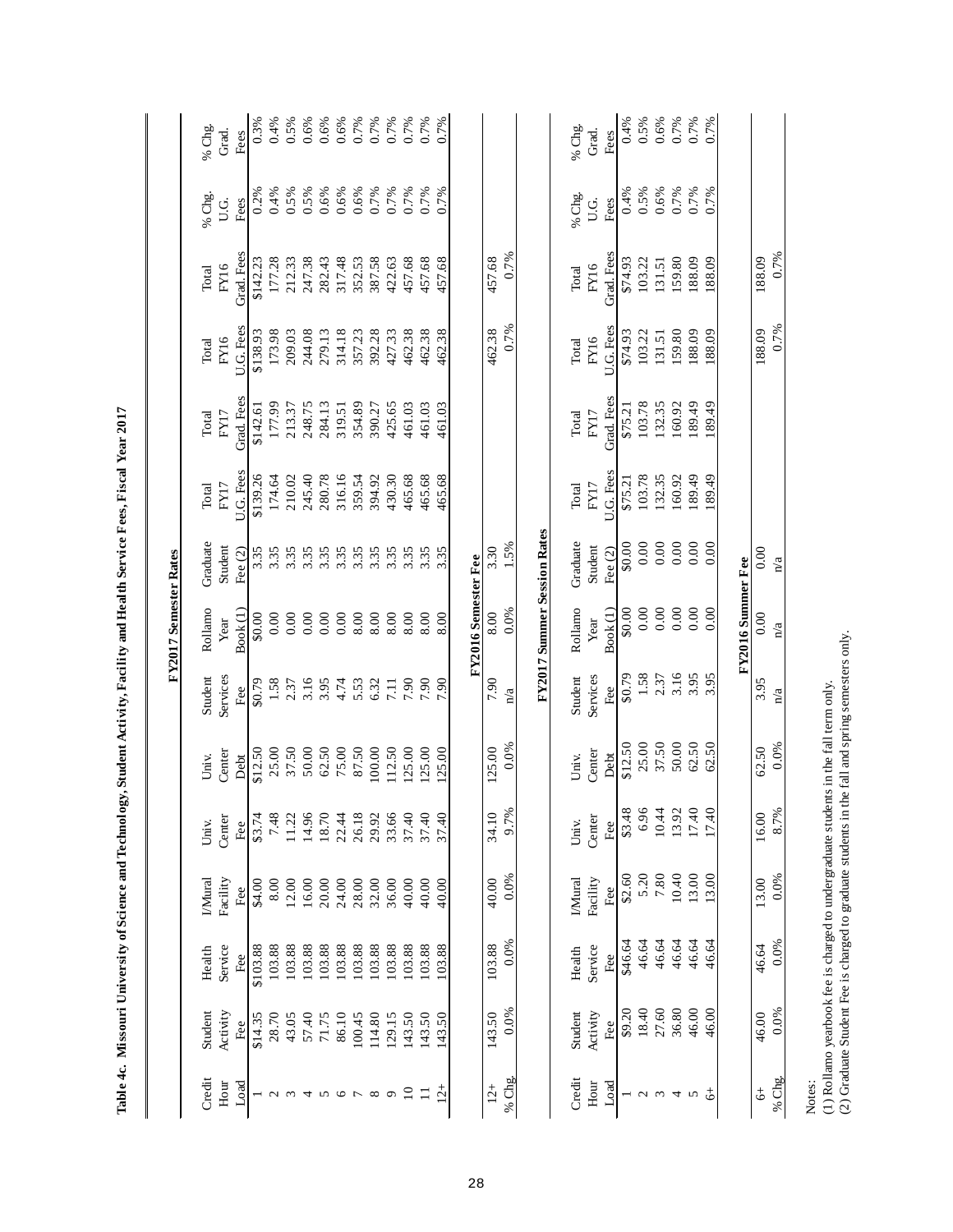**Table 4c. Missouri University of Science and Technology, Student Activity, Facility and Health Service Fees, Fiscal Year 2017**

**FY2017 Semester Rates**

| Credit Hour Load | Student Activity Fee | Health Service Fee | I/Mural Facility Fee | Univ. Center Fee | Univ. Center Debt | Student Services Fee | Rollamo Year Book (1) | Graduate Student Fee (2) | Total FY17 U.G. Fees | Total FY17 Grad. Fees | Total FY16 U.G. Fees | Total FY16 Grad. Fees | % Chg. U.G. Fees | % Chg. Grad. Fees |
|---|---|---|---|---|---|---|---|---|---|---|---|---|---|---|
| 1 | $14.35 | $103.88 | $4.00 | $3.74 | $12.50 | $0.79 | $0.00 | 3.35 | $139.26 | $142.61 | $138.93 | $142.23 | 0.2% | 0.3% |
| 2 | 28.70 | 103.88 | 8.00 | 7.48 | 25.00 | 1.58 | 0.00 | 3.35 | 174.64 | 177.99 | 173.98 | 177.28 | 0.4% | 0.4% |
| 3 | 43.05 | 103.88 | 12.00 | 11.22 | 37.50 | 2.37 | 0.00 | 3.35 | 210.02 | 213.37 | 209.03 | 212.33 | 0.5% | 0.5% |
| 4 | 57.40 | 103.88 | 16.00 | 14.96 | 50.00 | 3.16 | 0.00 | 3.35 | 245.40 | 248.75 | 244.08 | 247.38 | 0.5% | 0.6% |
| 5 | 71.75 | 103.88 | 20.00 | 18.70 | 62.50 | 3.95 | 0.00 | 3.35 | 280.78 | 284.13 | 279.13 | 282.43 | 0.6% | 0.6% |
| 6 | 86.10 | 103.88 | 24.00 | 22.44 | 75.00 | 4.74 | 0.00 | 3.35 | 316.16 | 319.51 | 314.18 | 317.48 | 0.6% | 0.6% |
| 7 | 100.45 | 103.88 | 28.00 | 26.18 | 87.50 | 5.53 | 8.00 | 3.35 | 359.54 | 354.89 | 357.23 | 352.53 | 0.6% | 0.7% |
| 8 | 114.80 | 103.88 | 32.00 | 29.92 | 100.00 | 6.32 | 8.00 | 3.35 | 394.92 | 390.27 | 392.28 | 387.58 | 0.7% | 0.7% |
| 9 | 129.15 | 103.88 | 36.00 | 33.66 | 112.50 | 7.11 | 8.00 | 3.35 | 430.30 | 425.65 | 427.33 | 422.63 | 0.7% | 0.7% |
| 10 | 143.50 | 103.88 | 40.00 | 37.40 | 125.00 | 7.90 | 8.00 | 3.35 | 465.68 | 461.03 | 462.38 | 457.68 | 0.7% | 0.7% |
| 11 | 143.50 | 103.88 | 40.00 | 37.40 | 125.00 | 7.90 | 8.00 | 3.35 | 465.68 | 461.03 | 462.38 | 457.68 | 0.7% | 0.7% |
| 12+ | 143.50 | 103.88 | 40.00 | 37.40 | 125.00 | 7.90 | 8.00 | 3.35 | 465.68 | 461.03 | 462.38 | 457.68 | 0.7% | 0.7% |
| **FY2016 Semester Fee** | | | | | | | | | | | | | | |
| 12+ | 143.50 | 103.88 | 40.00 | 34.10 | 125.00 | 7.90 | 8.00 | 3.30 | | | 462.38 | 457.68 | | |
| % Chg. | 0.0% | 0.0% | 0.0% | 9.7% | 0.0% | n/a | 0.0% | 1.5% | | | 0.7% | 0.7% | | |

**FY2017 Summer Session Rates**

| Credit Hour Load | Student Activity Fee | Health Service Fee | I/Mural Facility Fee | Univ. Center Fee | Univ. Center Debt | Student Services Fee | Rollamo Year Book (1) | Graduate Student Fee (2) | Total FY17 U.G. Fees | Total FY17 Grad. Fees | Total FY16 U.G. Fees | Total FY16 Grad. Fees | % Chg. U.G. Fees | % Chg. Grad. Fees |
|---|---|---|---|---|---|---|---|---|---|---|---|---|---|---|
| 1 | $9.20 | $46.64 | $2.60 | $3.48 | $12.50 | $0.79 | $0.00 | $0.00 | $75.21 | $75.21 | $74.93 | $74.93 | 0.4% | 0.4% |
| 2 | 18.40 | 46.64 | 5.20 | 6.96 | 25.00 | 1.58 | 0.00 | 0.00 | 103.78 | 103.78 | 103.22 | 103.22 | 0.5% | 0.5% |
| 3 | 27.60 | 46.64 | 7.80 | 10.44 | 37.50 | 2.37 | 0.00 | 0.00 | 132.35 | 132.35 | 131.51 | 131.51 | 0.6% | 0.6% |
| 4 | 36.80 | 46.64 | 10.40 | 13.92 | 50.00 | 3.16 | 0.00 | 0.00 | 160.92 | 160.92 | 159.80 | 159.80 | 0.7% | 0.7% |
| 5 | 46.00 | 46.64 | 13.00 | 17.40 | 62.50 | 3.95 | 0.00 | 0.00 | 189.49 | 189.49 | 188.09 | 188.09 | 0.7% | 0.7% |
| 6+ | 46.00 | 46.64 | 13.00 | 17.40 | 62.50 | 3.95 | 0.00 | 0.00 | 189.49 | 189.49 | 188.09 | 188.09 | 0.7% | 0.7% |
| **FY2016 Summer Fee** | | | | | | | | | | | | | | |
| 6+ | 46.00 | 46.64 | 13.00 | 16.00 | 62.50 | 3.95 | 0.00 | 0.00 | | | 188.09 | 188.09 | | |
| % Chg. | 0.0% | 0.0% | 0.0% | 8.7% | 0.0% | n/a | n/a | n/a | | | 0.7% | 0.7% | | |

Notes:
(1) Rollamo yearbook fee is charged to undergraduate students in the fall term only.
(2) Graduate Student Fee is charged to graduate students in the fall and spring semesters only.